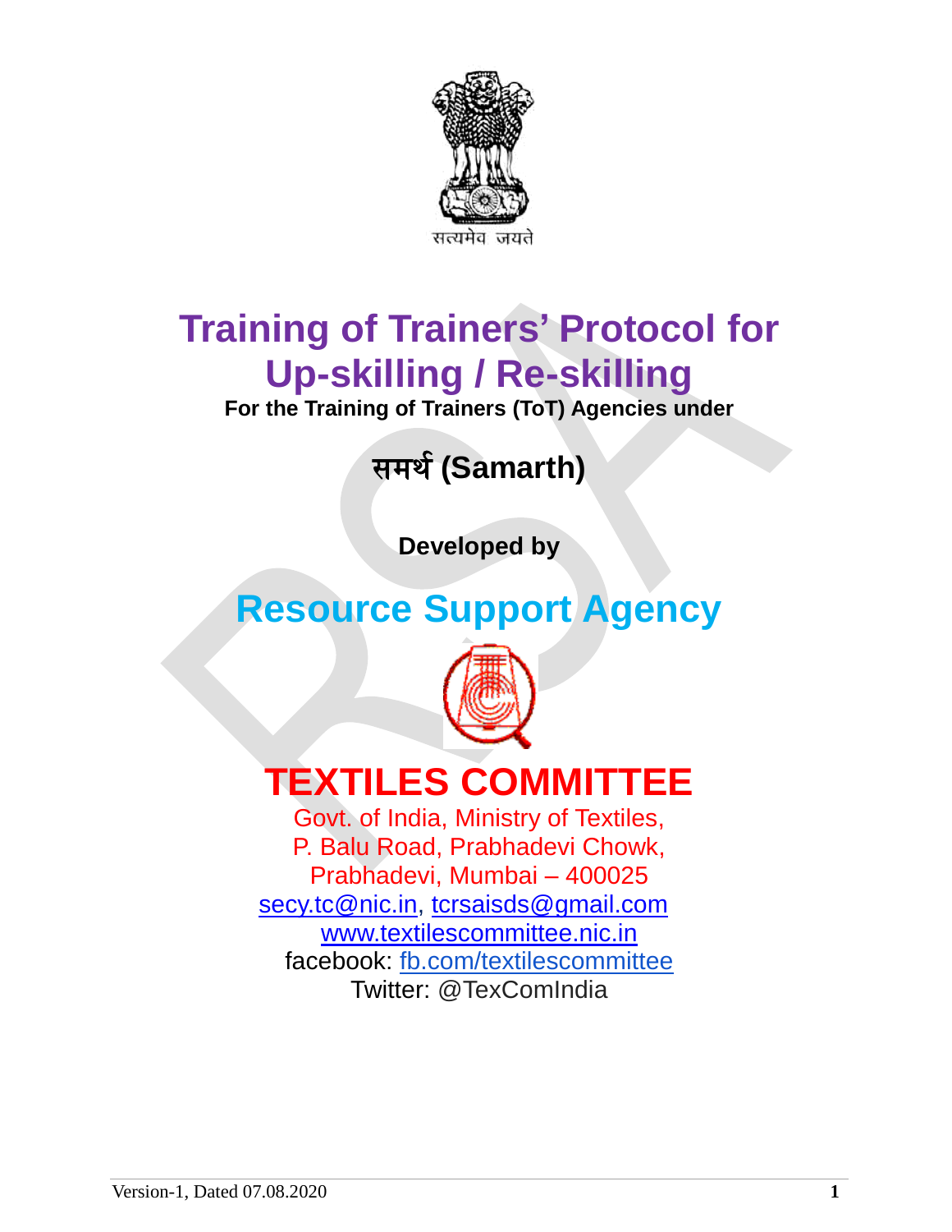सत्यमेव जयते

# Training of Trainers' Protocol for Up-skilling / Re-skilling

**For the Training of Trainers (ToT) Agencies under**

## समर्थ (Samarth)

**Developed by**

## Resource Support Agency

# TEXTILES COMMITTEE

Govt. of India, Ministry of Textiles,
P. Balu Road, Prabhadevi Chowk,
Prabhadevi, Mumbai – 400025
secy.tc@nic.in, tcrsaisds@gmail.com
www.textilescommittee.nic.in
facebook: fb.com/textilescommittee
Twitter: @TexComIndia

Version-1, Dated 07.08.2020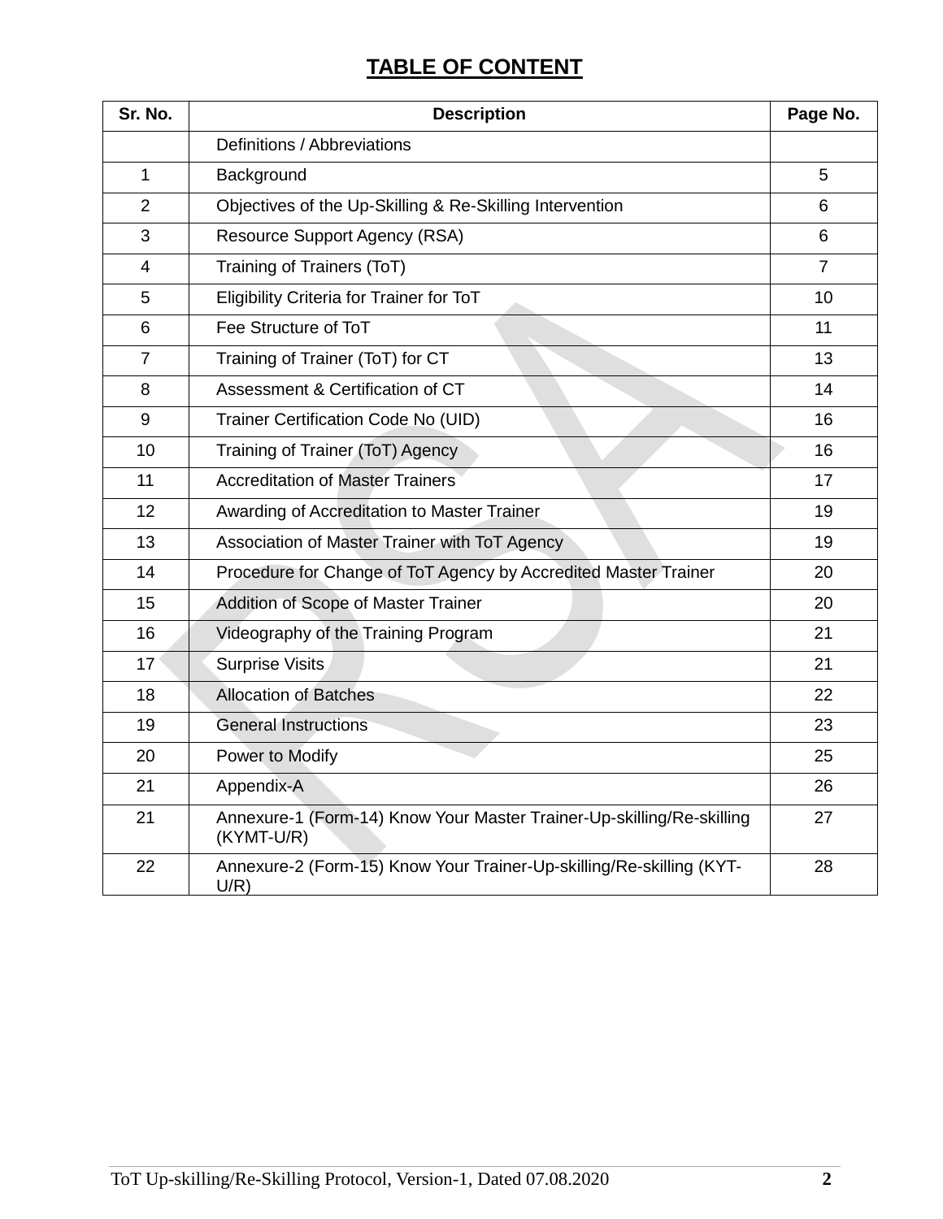# TABLE OF CONTENT

| Sr. No. | Description | Page No. |
|---|---|---|
| | Definitions / Abbreviations | |
| 1 | Background | 5 |
| 2 | Objectives of the Up-Skilling & Re-Skilling Intervention | 6 |
| 3 | Resource Support Agency (RSA) | 6 |
| 4 | Training of Trainers (ToT) | 7 |
| 5 | Eligibility Criteria for Trainer for ToT | 10 |
| 6 | Fee Structure of ToT | 11 |
| 7 | Training of Trainer (ToT) for CT | 13 |
| 8 | Assessment & Certification of CT | 14 |
| 9 | Trainer Certification Code No (UID) | 16 |
| 10 | Training of Trainer (ToT) Agency | 16 |
| 11 | Accreditation of Master Trainers | 17 |
| 12 | Awarding of Accreditation to Master Trainer | 19 |
| 13 | Association of Master Trainer with ToT Agency | 19 |
| 14 | Procedure for Change of ToT Agency by Accredited Master Trainer | 20 |
| 15 | Addition of Scope of Master Trainer | 20 |
| 16 | Videography of the Training Program | 21 |
| 17 | Surprise Visits | 21 |
| 18 | Allocation of Batches | 22 |
| 19 | General Instructions | 23 |
| 20 | Power to Modify | 25 |
| 21 | Appendix-A | 26 |
| 21 | Annexure-1 (Form-14) Know Your Master Trainer-Up-skilling/Re-skilling (KYMT-U/R) | 27 |
| 22 | Annexure-2 (Form-15) Know Your Trainer-Up-skilling/Re-skilling (KYT-U/R) | 28 |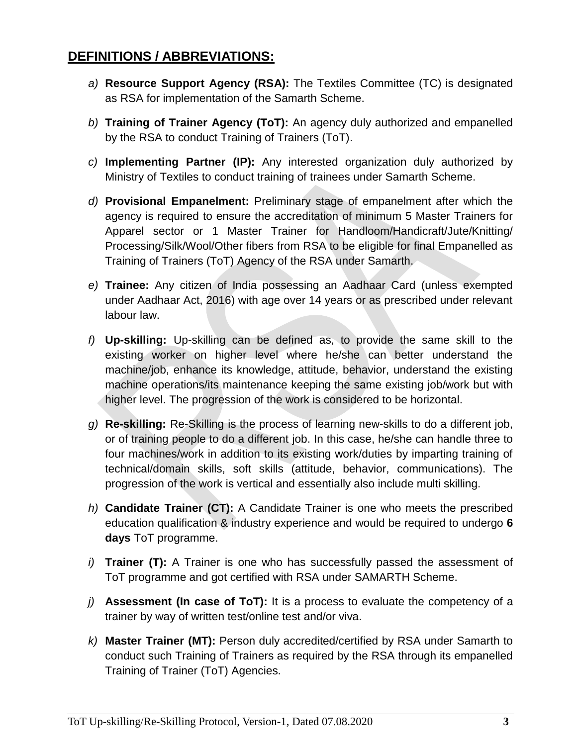## DEFINITIONS / ABBREVIATIONS:

*a)* **Resource Support Agency (RSA):** The Textiles Committee (TC) is designated as RSA for implementation of the Samarth Scheme.

*b)* **Training of Trainer Agency (ToT):** An agency duly authorized and empanelled by the RSA to conduct Training of Trainers (ToT).

*c)* **Implementing Partner (IP):** Any interested organization duly authorized by Ministry of Textiles to conduct training of trainees under Samarth Scheme.

*d)* **Provisional Empanelment:** Preliminary stage of empanelment after which the agency is required to ensure the accreditation of minimum 5 Master Trainers for Apparel sector or 1 Master Trainer for Handloom/Handicraft/Jute/Knitting/ Processing/Silk/Wool/Other fibers from RSA to be eligible for final Empanelled as Training of Trainers (ToT) Agency of the RSA under Samarth.

*e)* **Trainee:** Any citizen of India possessing an Aadhaar Card (unless exempted under Aadhaar Act, 2016) with age over 14 years or as prescribed under relevant labour law.

*f)* **Up-skilling:** Up-skilling can be defined as, to provide the same skill to the existing worker on higher level where he/she can better understand the machine/job, enhance its knowledge, attitude, behavior, understand the existing machine operations/its maintenance keeping the same existing job/work but with higher level. The progression of the work is considered to be horizontal.

*g)* **Re-skilling:** Re-Skilling is the process of learning new-skills to do a different job, or of training people to do a different job. In this case, he/she can handle three to four machines/work in addition to its existing work/duties by imparting training of technical/domain skills, soft skills (attitude, behavior, communications). The progression of the work is vertical and essentially also include multi skilling.

*h)* **Candidate Trainer (CT):** A Candidate Trainer is one who meets the prescribed education qualification & industry experience and would be required to undergo **6 days** ToT programme.

*i)* **Trainer (T):** A Trainer is one who has successfully passed the assessment of ToT programme and got certified with RSA under SAMARTH Scheme.

*j)* **Assessment (In case of ToT):** It is a process to evaluate the competency of a trainer by way of written test/online test and/or viva.

*k)* **Master Trainer (MT):** Person duly accredited/certified by RSA under Samarth to conduct such Training of Trainers as required by the RSA through its empanelled Training of Trainer (ToT) Agencies.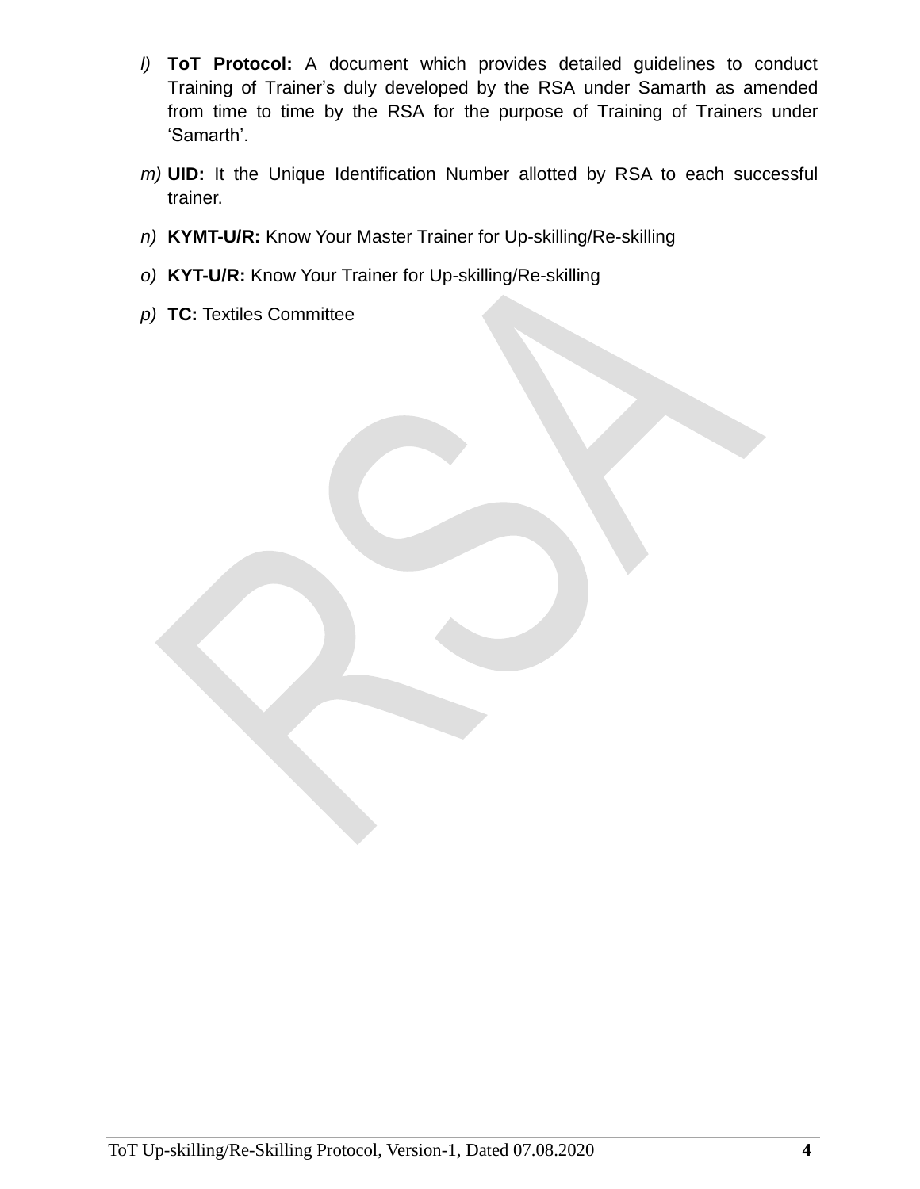l) **ToT Protocol:** A document which provides detailed guidelines to conduct Training of Trainer's duly developed by the RSA under Samarth as amended from time to time by the RSA for the purpose of Training of Trainers under 'Samarth'.

m) **UID:** It the Unique Identification Number allotted by RSA to each successful trainer.

n) **KYMT-U/R:** Know Your Master Trainer for Up-skilling/Re-skilling

o) **KYT-U/R:** Know Your Trainer for Up-skilling/Re-skilling

p) **TC:** Textiles Committee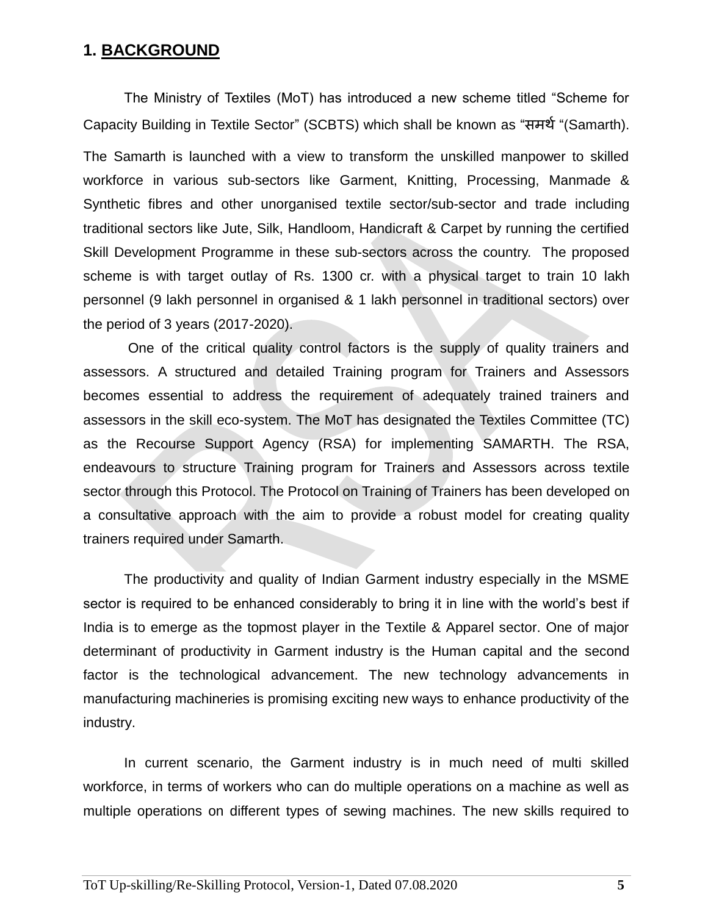# 1. BACKGROUND

The Ministry of Textiles (MoT) has introduced a new scheme titled "Scheme for Capacity Building in Textile Sector" (SCBTS) which shall be known as "समर्थ "(Samarth). The Samarth is launched with a view to transform the unskilled manpower to skilled workforce in various sub-sectors like Garment, Knitting, Processing, Manmade & Synthetic fibres and other unorganised textile sector/sub-sector and trade including traditional sectors like Jute, Silk, Handloom, Handicraft & Carpet by running the certified Skill Development Programme in these sub-sectors across the country. The proposed scheme is with target outlay of Rs. 1300 cr. with a physical target to train 10 lakh personnel (9 lakh personnel in organised & 1 lakh personnel in traditional sectors) over the period of 3 years (2017-2020).

One of the critical quality control factors is the supply of quality trainers and assessors. A structured and detailed Training program for Trainers and Assessors becomes essential to address the requirement of adequately trained trainers and assessors in the skill eco-system. The MoT has designated the Textiles Committee (TC) as the Recourse Support Agency (RSA) for implementing SAMARTH. The RSA, endeavours to structure Training program for Trainers and Assessors across textile sector through this Protocol. The Protocol on Training of Trainers has been developed on a consultative approach with the aim to provide a robust model for creating quality trainers required under Samarth.

The productivity and quality of Indian Garment industry especially in the MSME sector is required to be enhanced considerably to bring it in line with the world's best if India is to emerge as the topmost player in the Textile & Apparel sector. One of major determinant of productivity in Garment industry is the Human capital and the second factor is the technological advancement. The new technology advancements in manufacturing machineries is promising exciting new ways to enhance productivity of the industry.

In current scenario, the Garment industry is in much need of multi skilled workforce, in terms of workers who can do multiple operations on a machine as well as multiple operations on different types of sewing machines. The new skills required to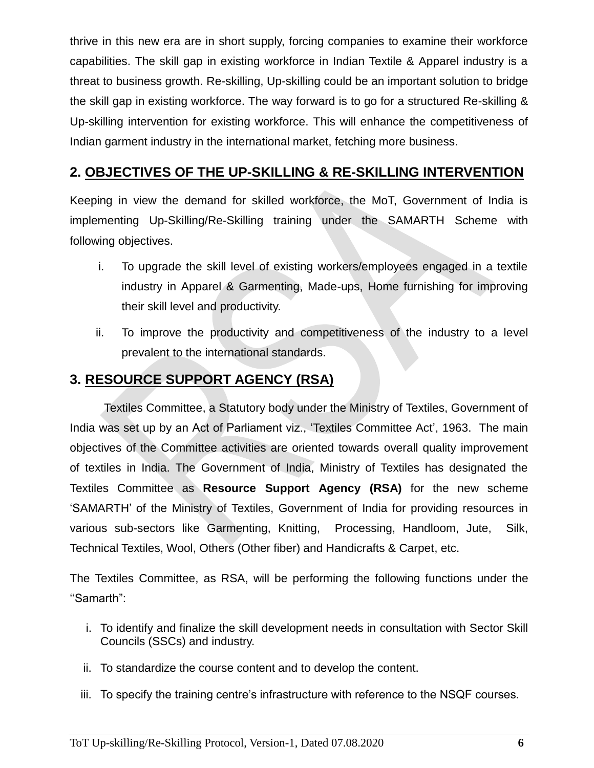thrive in this new era are in short supply, forcing companies to examine their workforce capabilities. The skill gap in existing workforce in Indian Textile & Apparel industry is a threat to business growth. Re-skilling, Up-skilling could be an important solution to bridge the skill gap in existing workforce. The way forward is to go for a structured Re-skilling & Up-skilling intervention for existing workforce. This will enhance the competitiveness of Indian garment industry in the international market, fetching more business.

## 2. OBJECTIVES OF THE UP-SKILLING & RE-SKILLING INTERVENTION

Keeping in view the demand for skilled workforce, the MoT, Government of India is implementing Up-Skilling/Re-Skilling training under the SAMARTH Scheme with following objectives.

i. To upgrade the skill level of existing workers/employees engaged in a textile industry in Apparel & Garmenting, Made-ups, Home furnishing for improving their skill level and productivity.

ii. To improve the productivity and competitiveness of the industry to a level prevalent to the international standards.

## 3. RESOURCE SUPPORT AGENCY (RSA)

Textiles Committee, a Statutory body under the Ministry of Textiles, Government of India was set up by an Act of Parliament viz., 'Textiles Committee Act', 1963. The main objectives of the Committee activities are oriented towards overall quality improvement of textiles in India. The Government of India, Ministry of Textiles has designated the Textiles Committee as **Resource Support Agency (RSA)** for the new scheme 'SAMARTH' of the Ministry of Textiles, Government of India for providing resources in various sub-sectors like Garmenting, Knitting, Processing, Handloom, Jute, Silk, Technical Textiles, Wool, Others (Other fiber) and Handicrafts & Carpet, etc.

The Textiles Committee, as RSA, will be performing the following functions under the ''Samarth":

i. To identify and finalize the skill development needs in consultation with Sector Skill Councils (SSCs) and industry.

ii. To standardize the course content and to develop the content.

iii. To specify the training centre's infrastructure with reference to the NSQF courses.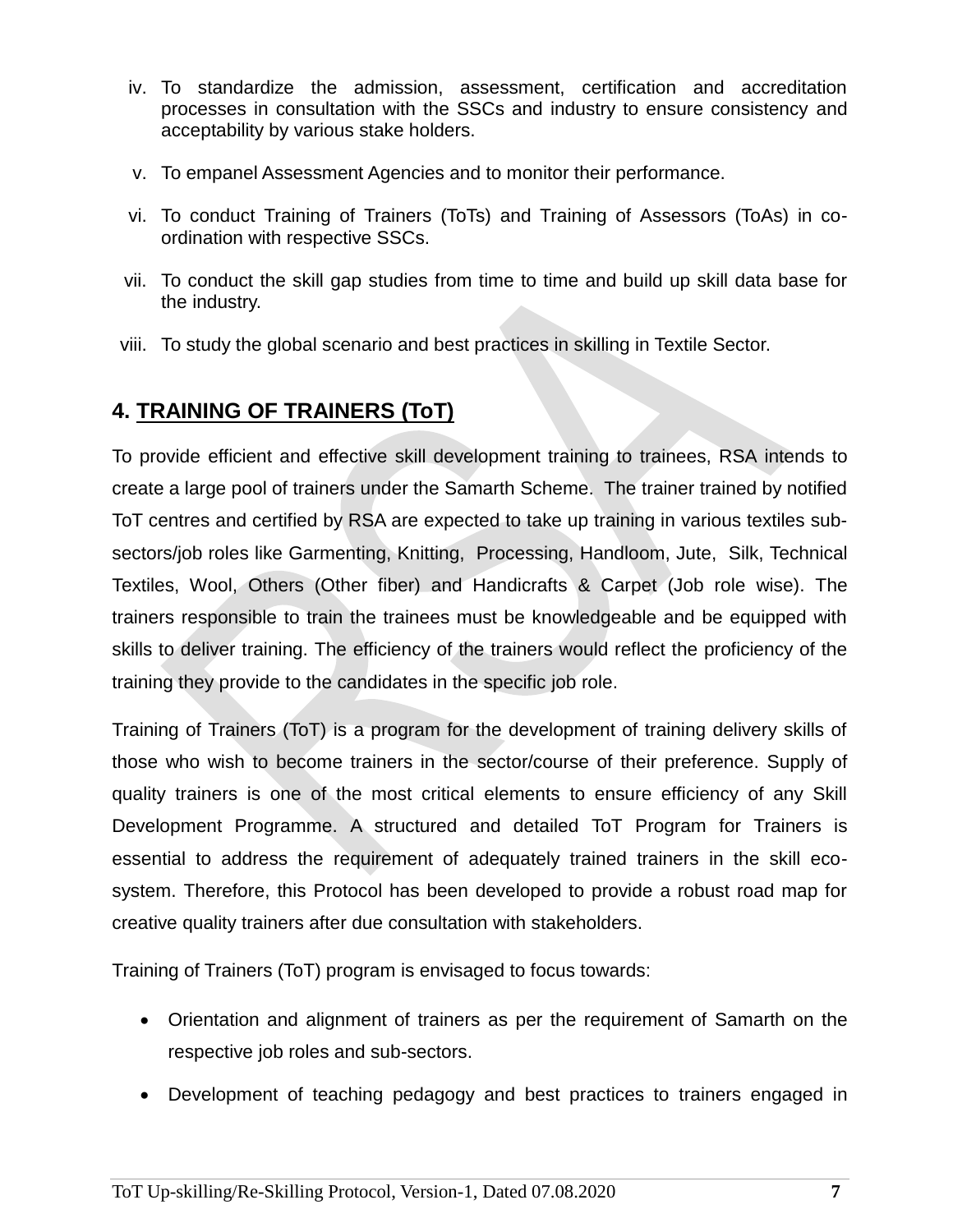iv. To standardize the admission, assessment, certification and accreditation processes in consultation with the SSCs and industry to ensure consistency and acceptability by various stake holders.

v. To empanel Assessment Agencies and to monitor their performance.

vi. To conduct Training of Trainers (ToTs) and Training of Assessors (ToAs) in co-ordination with respective SSCs.

vii. To conduct the skill gap studies from time to time and build up skill data base for the industry.

viii. To study the global scenario and best practices in skilling in Textile Sector.

## 4. TRAINING OF TRAINERS (ToT)

To provide efficient and effective skill development training to trainees, RSA intends to create a large pool of trainers under the Samarth Scheme. The trainer trained by notified ToT centres and certified by RSA are expected to take up training in various textiles sub-sectors/job roles like Garmenting, Knitting, Processing, Handloom, Jute, Silk, Technical Textiles, Wool, Others (Other fiber) and Handicrafts & Carpet (Job role wise). The trainers responsible to train the trainees must be knowledgeable and be equipped with skills to deliver training. The efficiency of the trainers would reflect the proficiency of the training they provide to the candidates in the specific job role.

Training of Trainers (ToT) is a program for the development of training delivery skills of those who wish to become trainers in the sector/course of their preference. Supply of quality trainers is one of the most critical elements to ensure efficiency of any Skill Development Programme. A structured and detailed ToT Program for Trainers is essential to address the requirement of adequately trained trainers in the skill eco-system. Therefore, this Protocol has been developed to provide a robust road map for creative quality trainers after due consultation with stakeholders.

Training of Trainers (ToT) program is envisaged to focus towards:

- Orientation and alignment of trainers as per the requirement of Samarth on the respective job roles and sub-sectors.
- Development of teaching pedagogy and best practices to trainers engaged in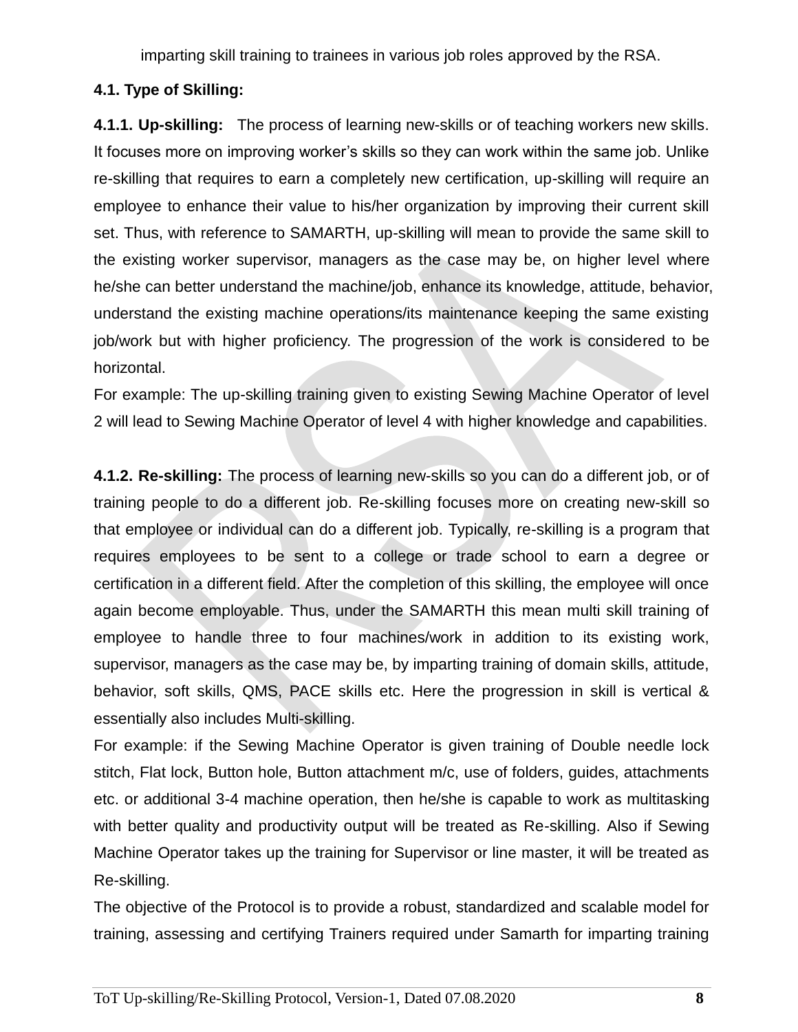imparting skill training to trainees in various job roles approved by the RSA.

**4.1. Type of Skilling:**

**4.1.1. Up-skilling:** The process of learning new-skills or of teaching workers new skills. It focuses more on improving worker's skills so they can work within the same job. Unlike re-skilling that requires to earn a completely new certification, up-skilling will require an employee to enhance their value to his/her organization by improving their current skill set. Thus, with reference to SAMARTH, up-skilling will mean to provide the same skill to the existing worker supervisor, managers as the case may be, on higher level where he/she can better understand the machine/job, enhance its knowledge, attitude, behavior, understand the existing machine operations/its maintenance keeping the same existing job/work but with higher proficiency. The progression of the work is considered to be horizontal.

For example: The up-skilling training given to existing Sewing Machine Operator of level 2 will lead to Sewing Machine Operator of level 4 with higher knowledge and capabilities.

**4.1.2. Re-skilling:** The process of learning new-skills so you can do a different job, or of training people to do a different job. Re-skilling focuses more on creating new-skill so that employee or individual can do a different job. Typically, re-skilling is a program that requires employees to be sent to a college or trade school to earn a degree or certification in a different field. After the completion of this skilling, the employee will once again become employable. Thus, under the SAMARTH this mean multi skill training of employee to handle three to four machines/work in addition to its existing work, supervisor, managers as the case may be, by imparting training of domain skills, attitude, behavior, soft skills, QMS, PACE skills etc. Here the progression in skill is vertical & essentially also includes Multi-skilling.

For example: if the Sewing Machine Operator is given training of Double needle lock stitch, Flat lock, Button hole, Button attachment m/c, use of folders, guides, attachments etc. or additional 3-4 machine operation, then he/she is capable to work as multitasking with better quality and productivity output will be treated as Re-skilling. Also if Sewing Machine Operator takes up the training for Supervisor or line master, it will be treated as Re-skilling.

The objective of the Protocol is to provide a robust, standardized and scalable model for training, assessing and certifying Trainers required under Samarth for imparting training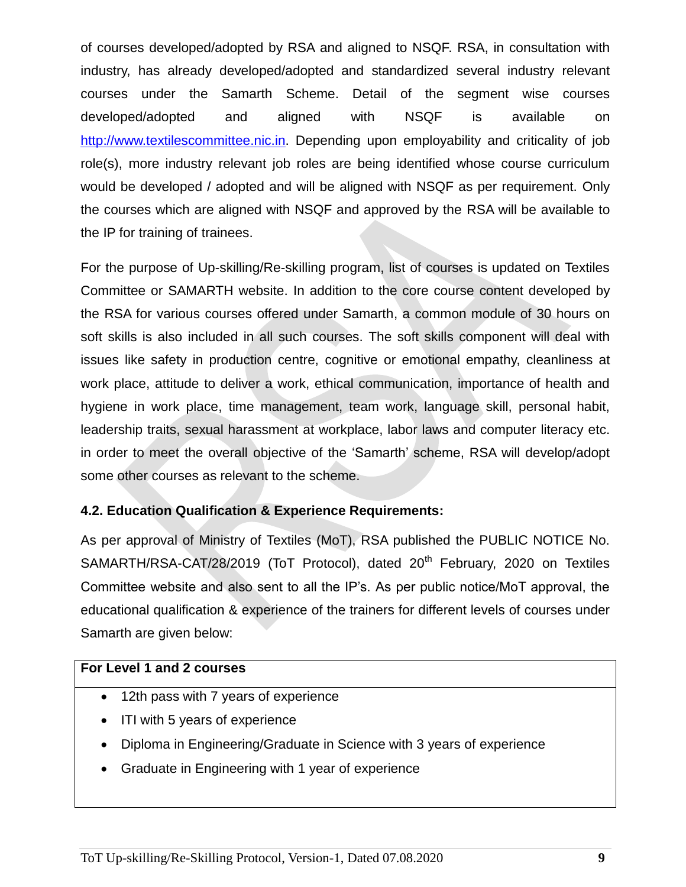of courses developed/adopted by RSA and aligned to NSQF. RSA, in consultation with industry, has already developed/adopted and standardized several industry relevant courses under the Samarth Scheme. Detail of the segment wise courses developed/adopted and aligned with NSQF is available on [http://www.textilescommittee.nic.in](http://www.textilescommittee.nic.in). Depending upon employability and criticality of job role(s), more industry relevant job roles are being identified whose course curriculum would be developed / adopted and will be aligned with NSQF as per requirement. Only the courses which are aligned with NSQF and approved by the RSA will be available to the IP for training of trainees.

For the purpose of Up-skilling/Re-skilling program, list of courses is updated on Textiles Committee or SAMARTH website. In addition to the core course content developed by the RSA for various courses offered under Samarth, a common module of 30 hours on soft skills is also included in all such courses. The soft skills component will deal with issues like safety in production centre, cognitive or emotional empathy, cleanliness at work place, attitude to deliver a work, ethical communication, importance of health and hygiene in work place, time management, team work, language skill, personal habit, leadership traits, sexual harassment at workplace, labor laws and computer literacy etc. in order to meet the overall objective of the 'Samarth' scheme, RSA will develop/adopt some other courses as relevant to the scheme.

### 4.2. Education Qualification & Experience Requirements:

As per approval of Ministry of Textiles (MoT), RSA published the PUBLIC NOTICE No. SAMARTH/RSA-CAT/28/2019 (ToT Protocol), dated 20th February, 2020 on Textiles Committee website and also sent to all the IP's. As per public notice/MoT approval, the educational qualification & experience of the trainers for different levels of courses under Samarth are given below:

| For Level 1 and 2 courses |
| --- |
| • 12th pass with 7 years of experience<br>• ITI with 5 years of experience<br>• Diploma in Engineering/Graduate in Science with 3 years of experience<br>• Graduate in Engineering with 1 year of experience |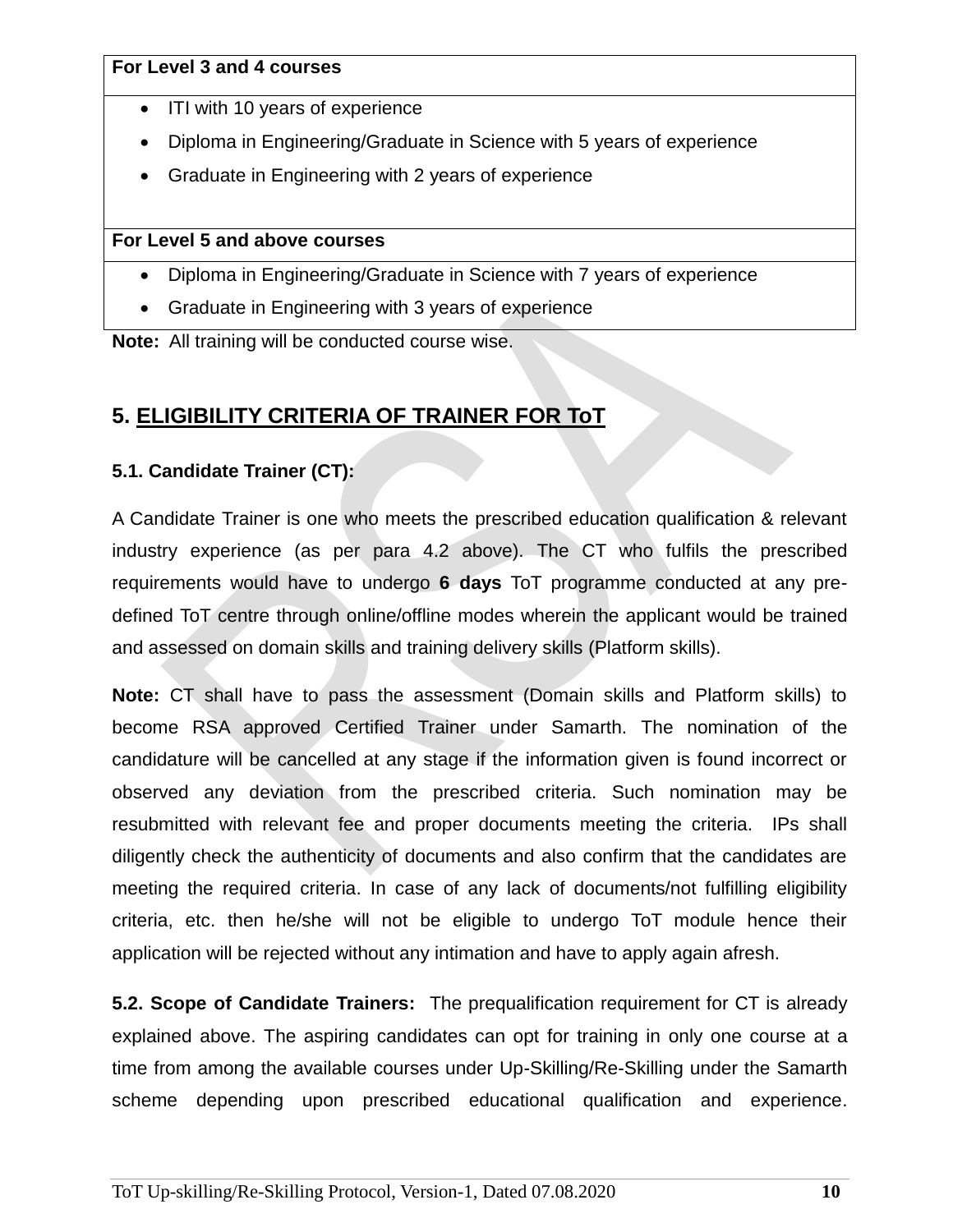| For Level 3 and 4 courses |
|---|
| • ITI with 10 years of experience<br>• Diploma in Engineering/Graduate in Science with 5 years of experience<br>• Graduate in Engineering with 2 years of experience |
| **For Level 5 and above courses** |
| • Diploma in Engineering/Graduate in Science with 7 years of experience<br>• Graduate in Engineering with 3 years of experience |

**Note:** All training will be conducted course wise.

## 5. ELIGIBILITY CRITERIA OF TRAINER FOR ToT

### 5.1. Candidate Trainer (CT):

A Candidate Trainer is one who meets the prescribed education qualification & relevant industry experience (as per para 4.2 above). The CT who fulfils the prescribed requirements would have to undergo **6 days** ToT programme conducted at any pre-defined ToT centre through online/offline modes wherein the applicant would be trained and assessed on domain skills and training delivery skills (Platform skills).

**Note:** CT shall have to pass the assessment (Domain skills and Platform skills) to become RSA approved Certified Trainer under Samarth. The nomination of the candidature will be cancelled at any stage if the information given is found incorrect or observed any deviation from the prescribed criteria. Such nomination may be resubmitted with relevant fee and proper documents meeting the criteria. IPs shall diligently check the authenticity of documents and also confirm that the candidates are meeting the required criteria. In case of any lack of documents/not fulfilling eligibility criteria, etc. then he/she will not be eligible to undergo ToT module hence their application will be rejected without any intimation and have to apply again afresh.

**5.2. Scope of Candidate Trainers:** The prequalification requirement for CT is already explained above. The aspiring candidates can opt for training in only one course at a time from among the available courses under Up-Skilling/Re-Skilling under the Samarth scheme depending upon prescribed educational qualification and experience.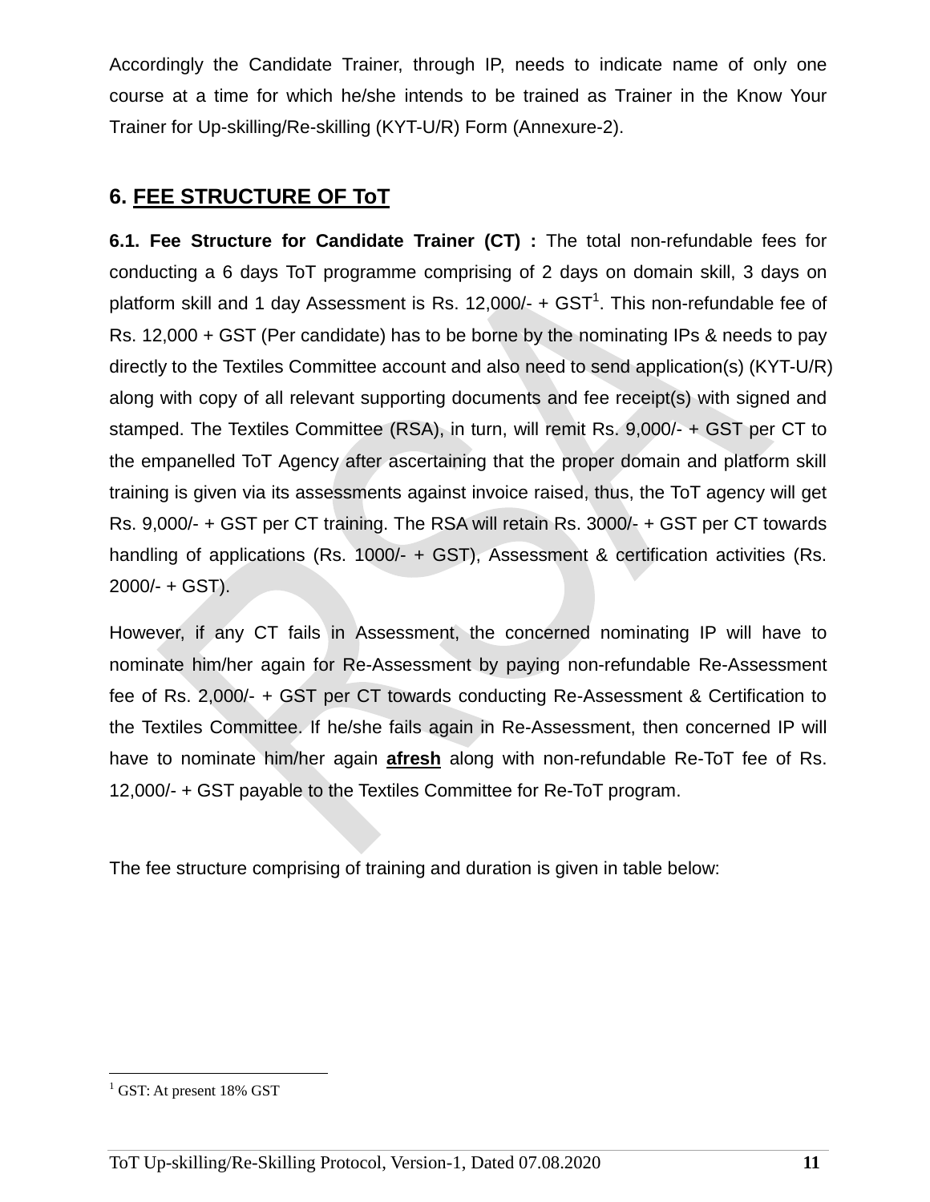Accordingly the Candidate Trainer, through IP, needs to indicate name of only one course at a time for which he/she intends to be trained as Trainer in the Know Your Trainer for Up-skilling/Re-skilling (KYT-U/R) Form (Annexure-2).

## 6. FEE STRUCTURE OF ToT

**6.1. Fee Structure for Candidate Trainer (CT) :** The total non-refundable fees for conducting a 6 days ToT programme comprising of 2 days on domain skill, 3 days on platform skill and 1 day Assessment is Rs. 12,000/- + GST[1]. This non-refundable fee of Rs. 12,000 + GST (Per candidate) has to be borne by the nominating IPs & needs to pay directly to the Textiles Committee account and also need to send application(s) (KYT-U/R) along with copy of all relevant supporting documents and fee receipt(s) with signed and stamped. The Textiles Committee (RSA), in turn, will remit Rs. 9,000/- + GST per CT to the empanelled ToT Agency after ascertaining that the proper domain and platform skill training is given via its assessments against invoice raised, thus, the ToT agency will get Rs. 9,000/- + GST per CT training. The RSA will retain Rs. 3000/- + GST per CT towards handling of applications (Rs. 1000/- + GST), Assessment & certification activities (Rs. 2000/- + GST).

However, if any CT fails in Assessment, the concerned nominating IP will have to nominate him/her again for Re-Assessment by paying non-refundable Re-Assessment fee of Rs. 2,000/- + GST per CT towards conducting Re-Assessment & Certification to the Textiles Committee. If he/she fails again in Re-Assessment, then concerned IP will have to nominate him/her again **afresh** along with non-refundable Re-ToT fee of Rs. 12,000/- + GST payable to the Textiles Committee for Re-ToT program.

The fee structure comprising of training and duration is given in table below:

[1] GST: At present 18% GST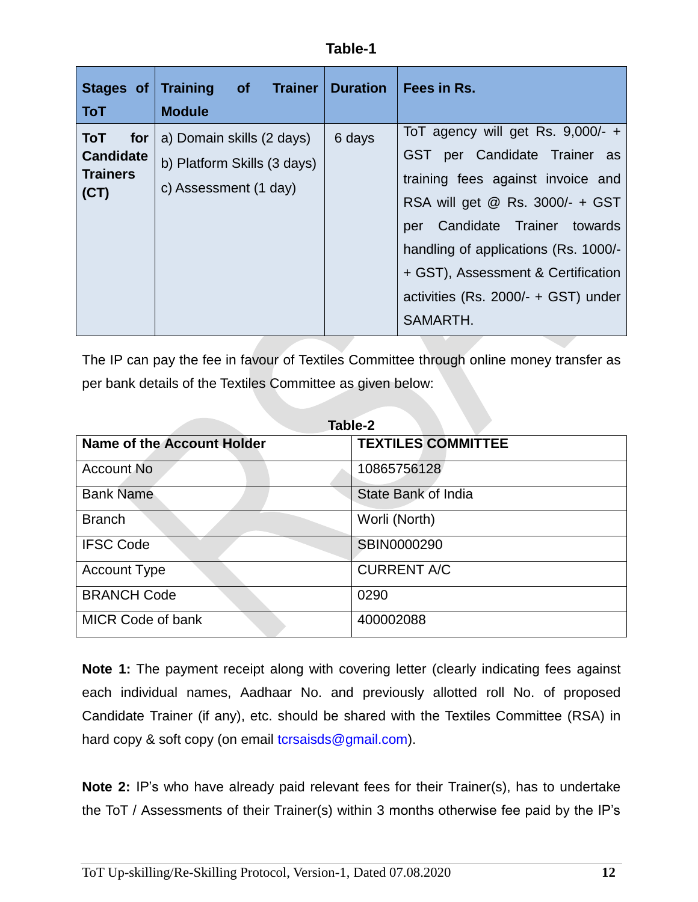**Table-1**

| Stages of ToT | Training of Trainer Module | Duration | Fees in Rs. |
|---|---|---|---|
| **ToT for Candidate Trainers (CT)** | a) Domain skills (2 days)<br>b) Platform Skills (3 days)<br>c) Assessment (1 day) | 6 days | ToT agency will get Rs. 9,000/- + GST per Candidate Trainer as training fees against invoice and RSA will get @ Rs. 3000/- + GST per Candidate Trainer towards handling of applications (Rs. 1000/- + GST), Assessment & Certification activities (Rs. 2000/- + GST) under SAMARTH. |

The IP can pay the fee in favour of Textiles Committee through online money transfer as per bank details of the Textiles Committee as given below:

**Table-2**

| **Name of the Account Holder** | **TEXTILES COMMITTEE** |
|---|---|
| Account No | 10865756128 |
| Bank Name | State Bank of India |
| Branch | Worli (North) |
| IFSC Code | SBIN0000290 |
| Account Type | CURRENT A/C |
| BRANCH Code | 0290 |
| MICR Code of bank | 400002088 |

**Note 1:** The payment receipt along with covering letter (clearly indicating fees against each individual names, Aadhaar No. and previously allotted roll No. of proposed Candidate Trainer (if any), etc. should be shared with the Textiles Committee (RSA) in hard copy & soft copy (on email tcrsaisds@gmail.com).

**Note 2:** IP's who have already paid relevant fees for their Trainer(s), has to undertake the ToT / Assessments of their Trainer(s) within 3 months otherwise fee paid by the IP's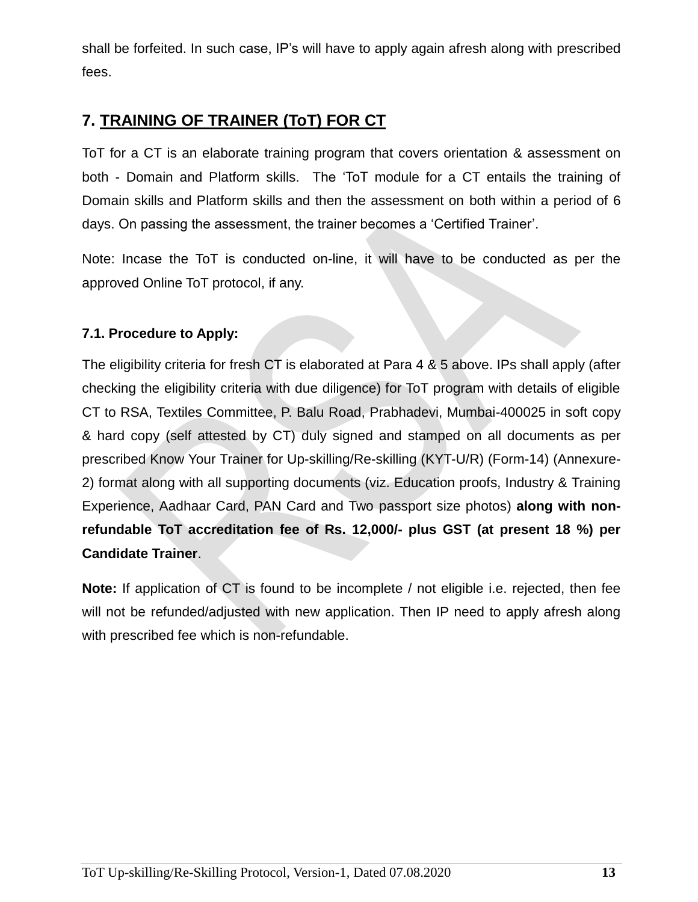shall be forfeited. In such case, IP's will have to apply again afresh along with prescribed fees.

## 7. TRAINING OF TRAINER (ToT) FOR CT

ToT for a CT is an elaborate training program that covers orientation & assessment on both - Domain and Platform skills. The 'ToT module for a CT entails the training of Domain skills and Platform skills and then the assessment on both within a period of 6 days. On passing the assessment, the trainer becomes a 'Certified Trainer'.

Note: Incase the ToT is conducted on-line, it will have to be conducted as per the approved Online ToT protocol, if any.

### 7.1. Procedure to Apply:

The eligibility criteria for fresh CT is elaborated at Para 4 & 5 above. IPs shall apply (after checking the eligibility criteria with due diligence) for ToT program with details of eligible CT to RSA, Textiles Committee, P. Balu Road, Prabhadevi, Mumbai-400025 in soft copy & hard copy (self attested by CT) duly signed and stamped on all documents as per prescribed Know Your Trainer for Up-skilling/Re-skilling (KYT-U/R) (Form-14) (Annexure-2) format along with all supporting documents (viz. Education proofs, Industry & Training Experience, Aadhaar Card, PAN Card and Two passport size photos) **along with non-refundable ToT accreditation fee of Rs. 12,000/- plus GST (at present 18 %) per Candidate Trainer**.

**Note:** If application of CT is found to be incomplete / not eligible i.e. rejected, then fee will not be refunded/adjusted with new application. Then IP need to apply afresh along with prescribed fee which is non-refundable.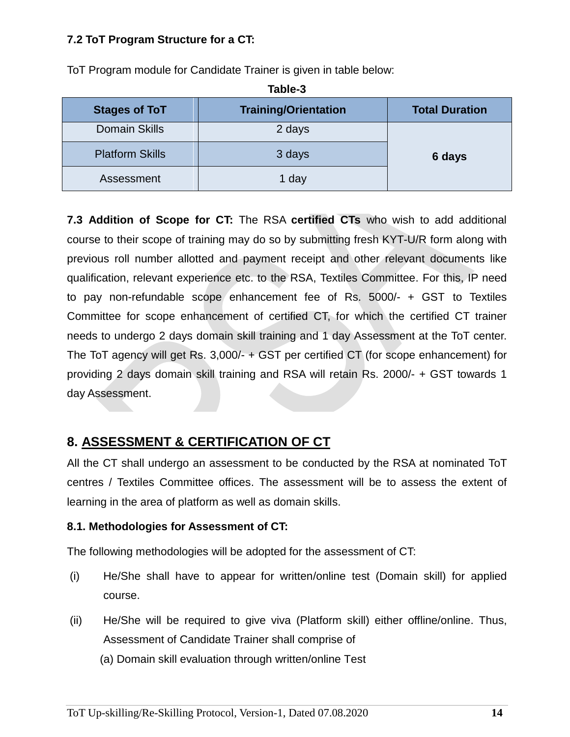**7.2 ToT Program Structure for a CT:**

ToT Program module for Candidate Trainer is given in table below:

**Table-3**

| Stages of ToT | Training/Orientation | Total Duration |
|---|---|---|
| Domain Skills | 2 days | 6 days |
| Platform Skills | 3 days | |
| Assessment | 1 day | |

**7.3 Addition of Scope for CT:** The RSA **certified CTs** who wish to add additional course to their scope of training may do so by submitting fresh KYT-U/R form along with previous roll number allotted and payment receipt and other relevant documents like qualification, relevant experience etc. to the RSA, Textiles Committee. For this, IP need to pay non-refundable scope enhancement fee of Rs. 5000/- + GST to Textiles Committee for scope enhancement of certified CT, for which the certified CT trainer needs to undergo 2 days domain skill training and 1 day Assessment at the ToT center. The ToT agency will get Rs. 3,000/- + GST per certified CT (for scope enhancement) for providing 2 days domain skill training and RSA will retain Rs. 2000/- + GST towards 1 day Assessment.

## 8. ASSESSMENT & CERTIFICATION OF CT

All the CT shall undergo an assessment to be conducted by the RSA at nominated ToT centres / Textiles Committee offices. The assessment will be to assess the extent of learning in the area of platform as well as domain skills.

**8.1. Methodologies for Assessment of CT:**

The following methodologies will be adopted for the assessment of CT:

(i) He/She shall have to appear for written/online test (Domain skill) for applied course.

(ii) He/She will be required to give viva (Platform skill) either offline/online. Thus, Assessment of Candidate Trainer shall comprise of

(a) Domain skill evaluation through written/online Test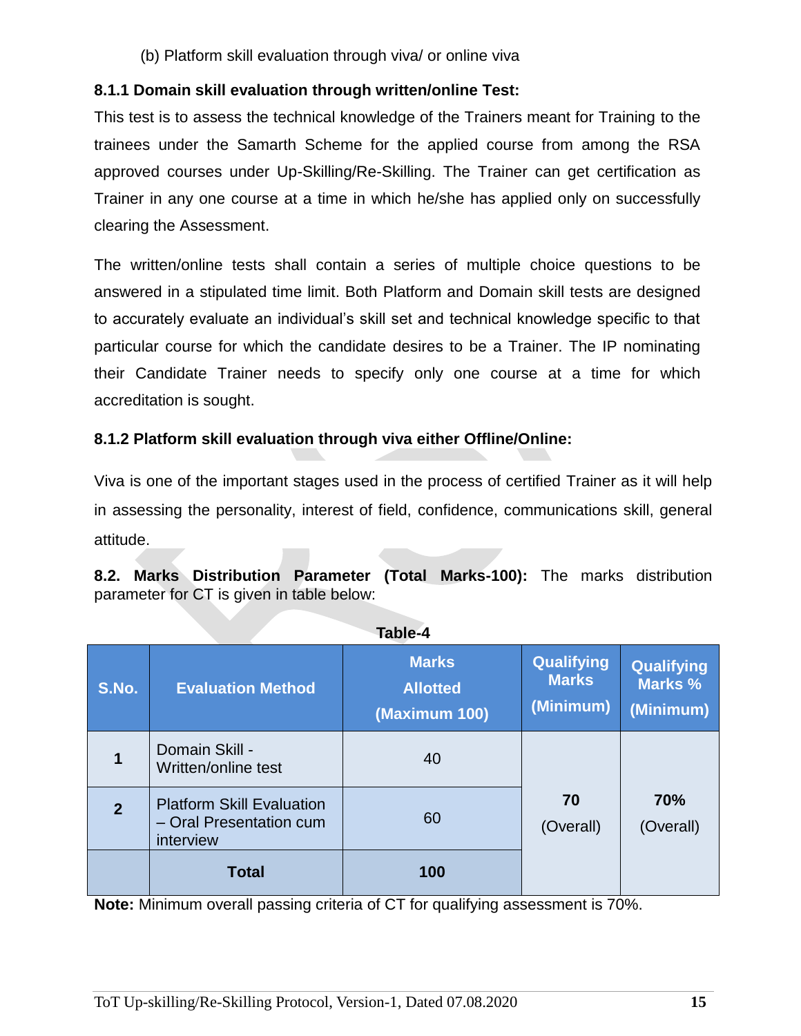(b) Platform skill evaluation through viva/ or online viva

### 8.1.1 Domain skill evaluation through written/online Test:

This test is to assess the technical knowledge of the Trainers meant for Training to the trainees under the Samarth Scheme for the applied course from among the RSA approved courses under Up-Skilling/Re-Skilling. The Trainer can get certification as Trainer in any one course at a time in which he/she has applied only on successfully clearing the Assessment.

The written/online tests shall contain a series of multiple choice questions to be answered in a stipulated time limit. Both Platform and Domain skill tests are designed to accurately evaluate an individual's skill set and technical knowledge specific to that particular course for which the candidate desires to be a Trainer. The IP nominating their Candidate Trainer needs to specify only one course at a time for which accreditation is sought.

### 8.1.2 Platform skill evaluation through viva either Offline/Online:

Viva is one of the important stages used in the process of certified Trainer as it will help in assessing the personality, interest of field, confidence, communications skill, general attitude.

**8.2. Marks Distribution Parameter (Total Marks-100):** The marks distribution parameter for CT is given in table below:

**Table-4**

| S.No. | Evaluation Method | Marks Allotted (Maximum 100) | Qualifying Marks (Minimum) | Qualifying Marks % (Minimum) |
|---|---|---|---|---|
| 1 | Domain Skill - Written/online test | 40 | 70 (Overall) | 70% (Overall) |
| 2 | Platform Skill Evaluation – Oral Presentation cum interview | 60 | | |
| | **Total** | **100** | | |

**Note:** Minimum overall passing criteria of CT for qualifying assessment is 70%.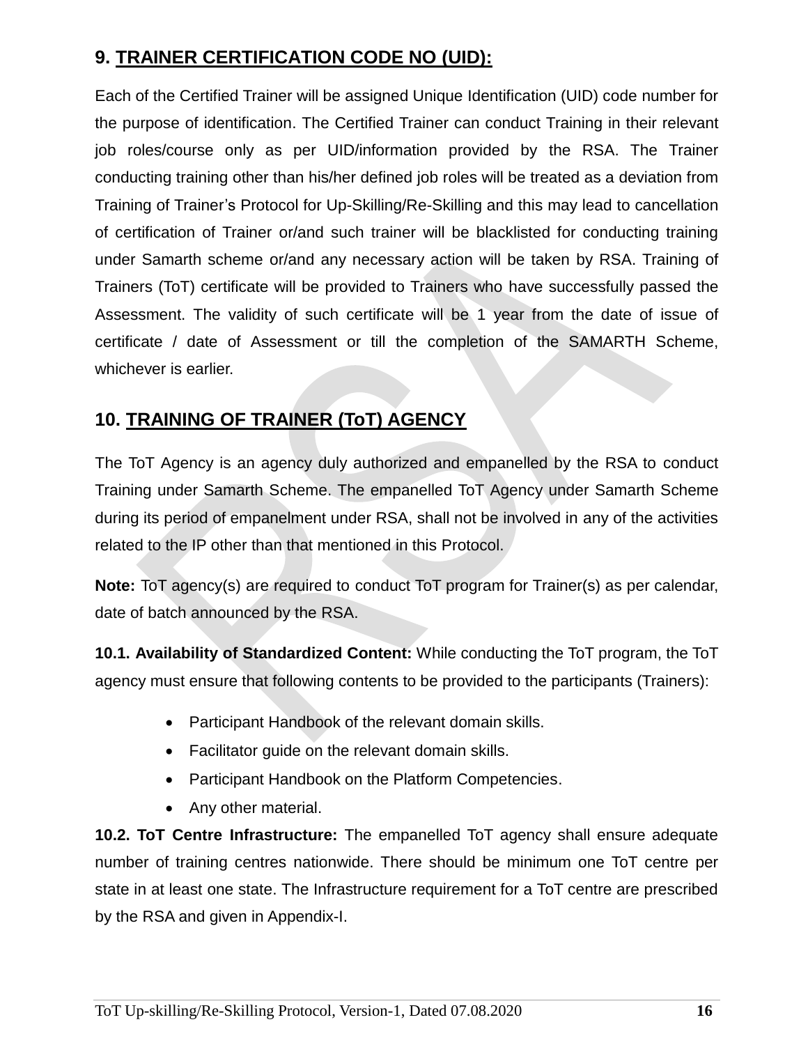## 9. TRAINER CERTIFICATION CODE NO (UID):

Each of the Certified Trainer will be assigned Unique Identification (UID) code number for the purpose of identification. The Certified Trainer can conduct Training in their relevant job roles/course only as per UID/information provided by the RSA. The Trainer conducting training other than his/her defined job roles will be treated as a deviation from Training of Trainer's Protocol for Up-Skilling/Re-Skilling and this may lead to cancellation of certification of Trainer or/and such trainer will be blacklisted for conducting training under Samarth scheme or/and any necessary action will be taken by RSA. Training of Trainers (ToT) certificate will be provided to Trainers who have successfully passed the Assessment. The validity of such certificate will be 1 year from the date of issue of certificate / date of Assessment or till the completion of the SAMARTH Scheme, whichever is earlier.

## 10. TRAINING OF TRAINER (ToT) AGENCY

The ToT Agency is an agency duly authorized and empanelled by the RSA to conduct Training under Samarth Scheme. The empanelled ToT Agency under Samarth Scheme during its period of empanelment under RSA, shall not be involved in any of the activities related to the IP other than that mentioned in this Protocol.

**Note:** ToT agency(s) are required to conduct ToT program for Trainer(s) as per calendar, date of batch announced by the RSA.

**10.1. Availability of Standardized Content:** While conducting the ToT program, the ToT agency must ensure that following contents to be provided to the participants (Trainers):

- Participant Handbook of the relevant domain skills.
- Facilitator guide on the relevant domain skills.
- Participant Handbook on the Platform Competencies.
- Any other material.

**10.2. ToT Centre Infrastructure:** The empanelled ToT agency shall ensure adequate number of training centres nationwide. There should be minimum one ToT centre per state in at least one state. The Infrastructure requirement for a ToT centre are prescribed by the RSA and given in Appendix-I.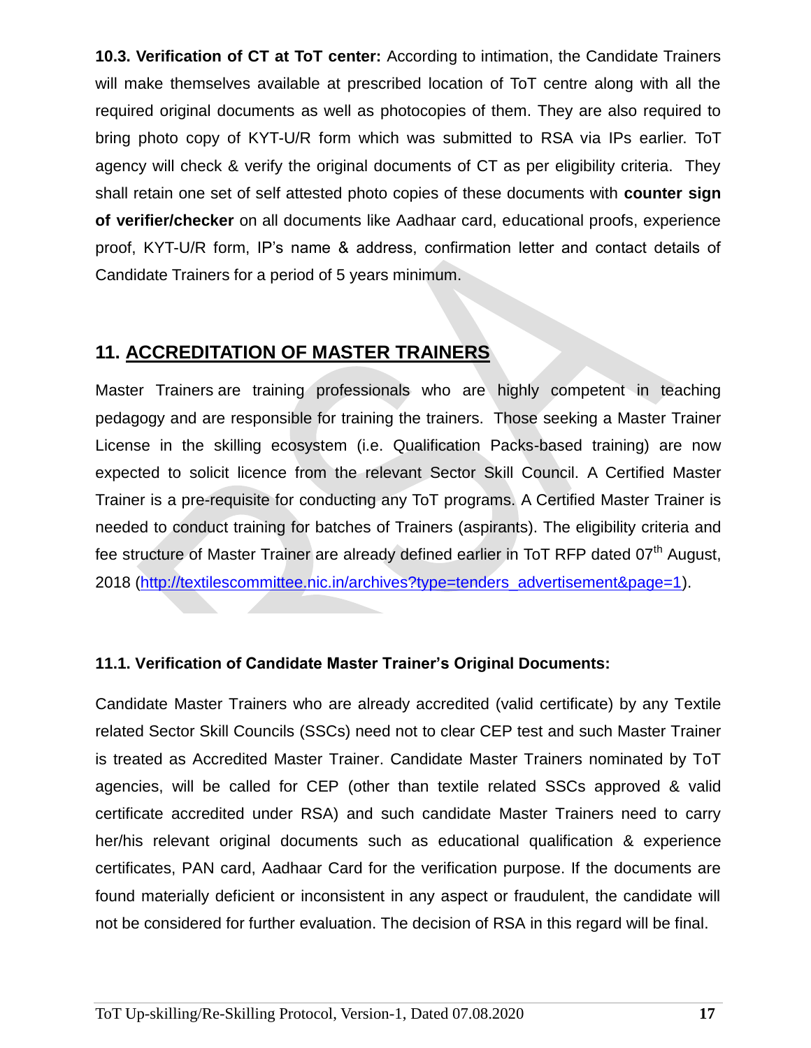**10.3. Verification of CT at ToT center:** According to intimation, the Candidate Trainers will make themselves available at prescribed location of ToT centre along with all the required original documents as well as photocopies of them. They are also required to bring photo copy of KYT-U/R form which was submitted to RSA via IPs earlier. ToT agency will check & verify the original documents of CT as per eligibility criteria. They shall retain one set of self attested photo copies of these documents with **counter sign of verifier/checker** on all documents like Aadhaar card, educational proofs, experience proof, KYT-U/R form, IP's name & address, confirmation letter and contact details of Candidate Trainers for a period of 5 years minimum.

## 11. ACCREDITATION OF MASTER TRAINERS

Master Trainers are training professionals who are highly competent in teaching pedagogy and are responsible for training the trainers. Those seeking a Master Trainer License in the skilling ecosystem (i.e. Qualification Packs-based training) are now expected to solicit licence from the relevant Sector Skill Council. A Certified Master Trainer is a pre-requisite for conducting any ToT programs. A Certified Master Trainer is needed to conduct training for batches of Trainers (aspirants). The eligibility criteria and fee structure of Master Trainer are already defined earlier in ToT RFP dated 07th August, 2018 (http://textilescommittee.nic.in/archives?type=tenders_advertisement&page=1).

### 11.1. Verification of Candidate Master Trainer's Original Documents:

Candidate Master Trainers who are already accredited (valid certificate) by any Textile related Sector Skill Councils (SSCs) need not to clear CEP test and such Master Trainer is treated as Accredited Master Trainer. Candidate Master Trainers nominated by ToT agencies, will be called for CEP (other than textile related SSCs approved & valid certificate accredited under RSA) and such candidate Master Trainers need to carry her/his relevant original documents such as educational qualification & experience certificates, PAN card, Aadhaar Card for the verification purpose. If the documents are found materially deficient or inconsistent in any aspect or fraudulent, the candidate will not be considered for further evaluation. The decision of RSA in this regard will be final.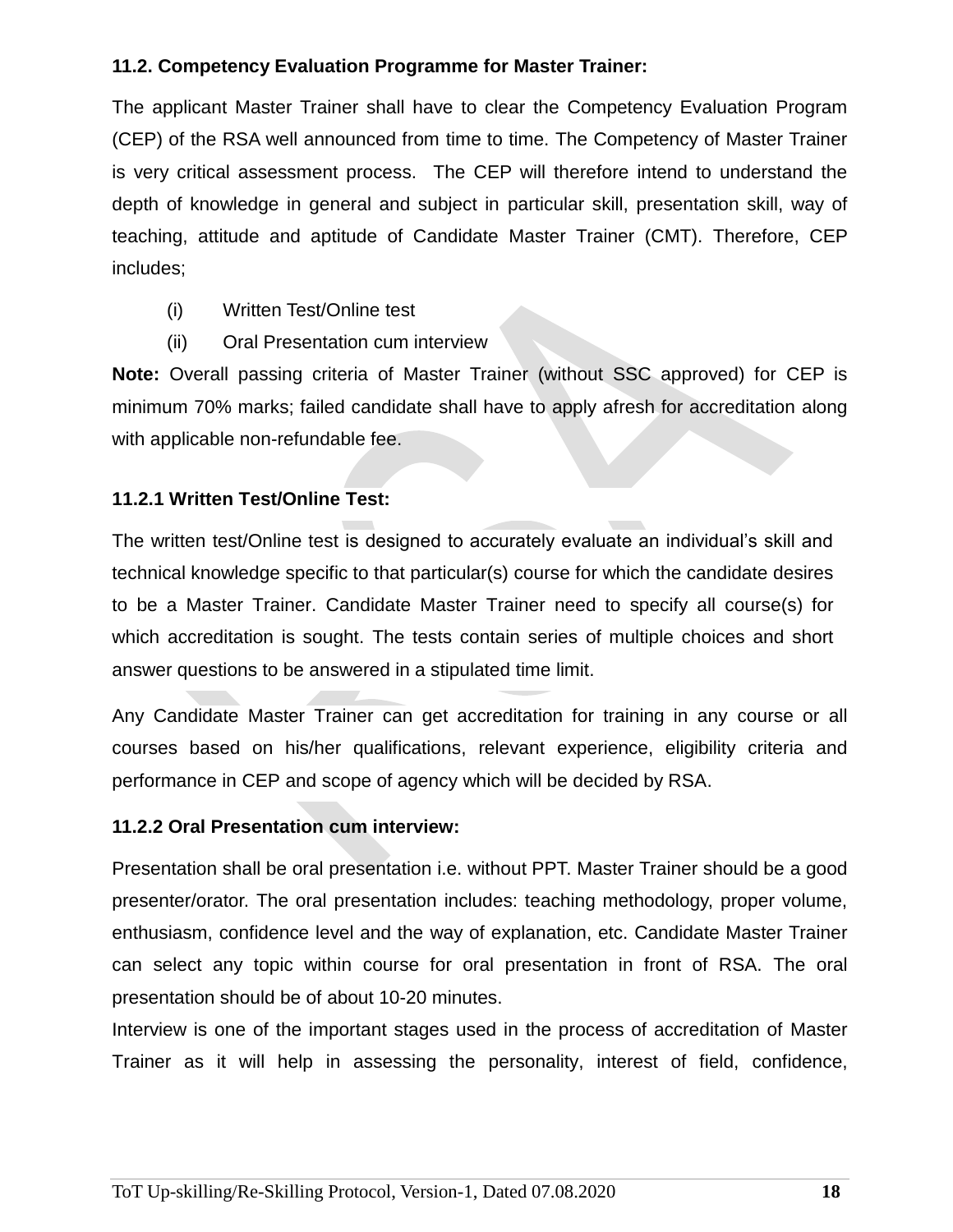### 11.2. Competency Evaluation Programme for Master Trainer:

The applicant Master Trainer shall have to clear the Competency Evaluation Program (CEP) of the RSA well announced from time to time. The Competency of Master Trainer is very critical assessment process. The CEP will therefore intend to understand the depth of knowledge in general and subject in particular skill, presentation skill, way of teaching, attitude and aptitude of Candidate Master Trainer (CMT). Therefore, CEP includes;

(i) Written Test/Online test

(ii) Oral Presentation cum interview

**Note:** Overall passing criteria of Master Trainer (without SSC approved) for CEP is minimum 70% marks; failed candidate shall have to apply afresh for accreditation along with applicable non-refundable fee.

#### 11.2.1 Written Test/Online Test:

The written test/Online test is designed to accurately evaluate an individual's skill and technical knowledge specific to that particular(s) course for which the candidate desires to be a Master Trainer. Candidate Master Trainer need to specify all course(s) for which accreditation is sought. The tests contain series of multiple choices and short answer questions to be answered in a stipulated time limit.

Any Candidate Master Trainer can get accreditation for training in any course or all courses based on his/her qualifications, relevant experience, eligibility criteria and performance in CEP and scope of agency which will be decided by RSA.

#### 11.2.2 Oral Presentation cum interview:

Presentation shall be oral presentation i.e. without PPT. Master Trainer should be a good presenter/orator. The oral presentation includes: teaching methodology, proper volume, enthusiasm, confidence level and the way of explanation, etc. Candidate Master Trainer can select any topic within course for oral presentation in front of RSA. The oral presentation should be of about 10-20 minutes.

Interview is one of the important stages used in the process of accreditation of Master Trainer as it will help in assessing the personality, interest of field, confidence,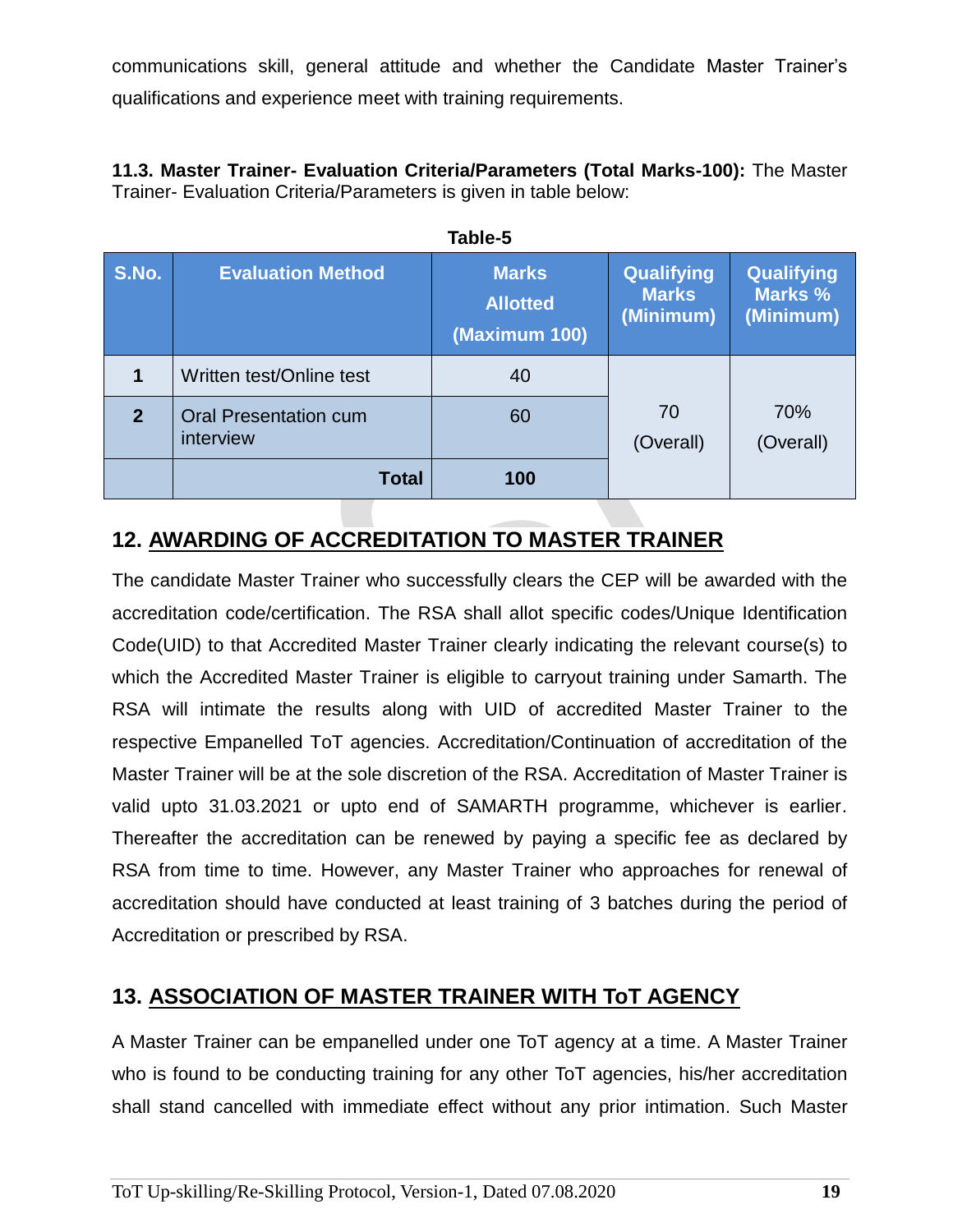communications skill, general attitude and whether the Candidate Master Trainer's qualifications and experience meet with training requirements.

**11.3. Master Trainer- Evaluation Criteria/Parameters (Total Marks-100):** The Master Trainer- Evaluation Criteria/Parameters is given in table below:

**Table-5**

| S.No. | Evaluation Method | Marks Allotted (Maximum 100) | Qualifying Marks (Minimum) | Qualifying Marks % (Minimum) |
|---|---|---|---|---|
| 1 | Written test/Online test | 40 | 70 (Overall) | 70% (Overall) |
| 2 | Oral Presentation cum interview | 60 | | |
| | **Total** | **100** | | |

## 12. AWARDING OF ACCREDITATION TO MASTER TRAINER

The candidate Master Trainer who successfully clears the CEP will be awarded with the accreditation code/certification. The RSA shall allot specific codes/Unique Identification Code(UID) to that Accredited Master Trainer clearly indicating the relevant course(s) to which the Accredited Master Trainer is eligible to carryout training under Samarth. The RSA will intimate the results along with UID of accredited Master Trainer to the respective Empanelled ToT agencies. Accreditation/Continuation of accreditation of the Master Trainer will be at the sole discretion of the RSA. Accreditation of Master Trainer is valid upto 31.03.2021 or upto end of SAMARTH programme, whichever is earlier. Thereafter the accreditation can be renewed by paying a specific fee as declared by RSA from time to time. However, any Master Trainer who approaches for renewal of accreditation should have conducted at least training of 3 batches during the period of Accreditation or prescribed by RSA.

## 13. ASSOCIATION OF MASTER TRAINER WITH ToT AGENCY

A Master Trainer can be empanelled under one ToT agency at a time. A Master Trainer who is found to be conducting training for any other ToT agencies, his/her accreditation shall stand cancelled with immediate effect without any prior intimation. Such Master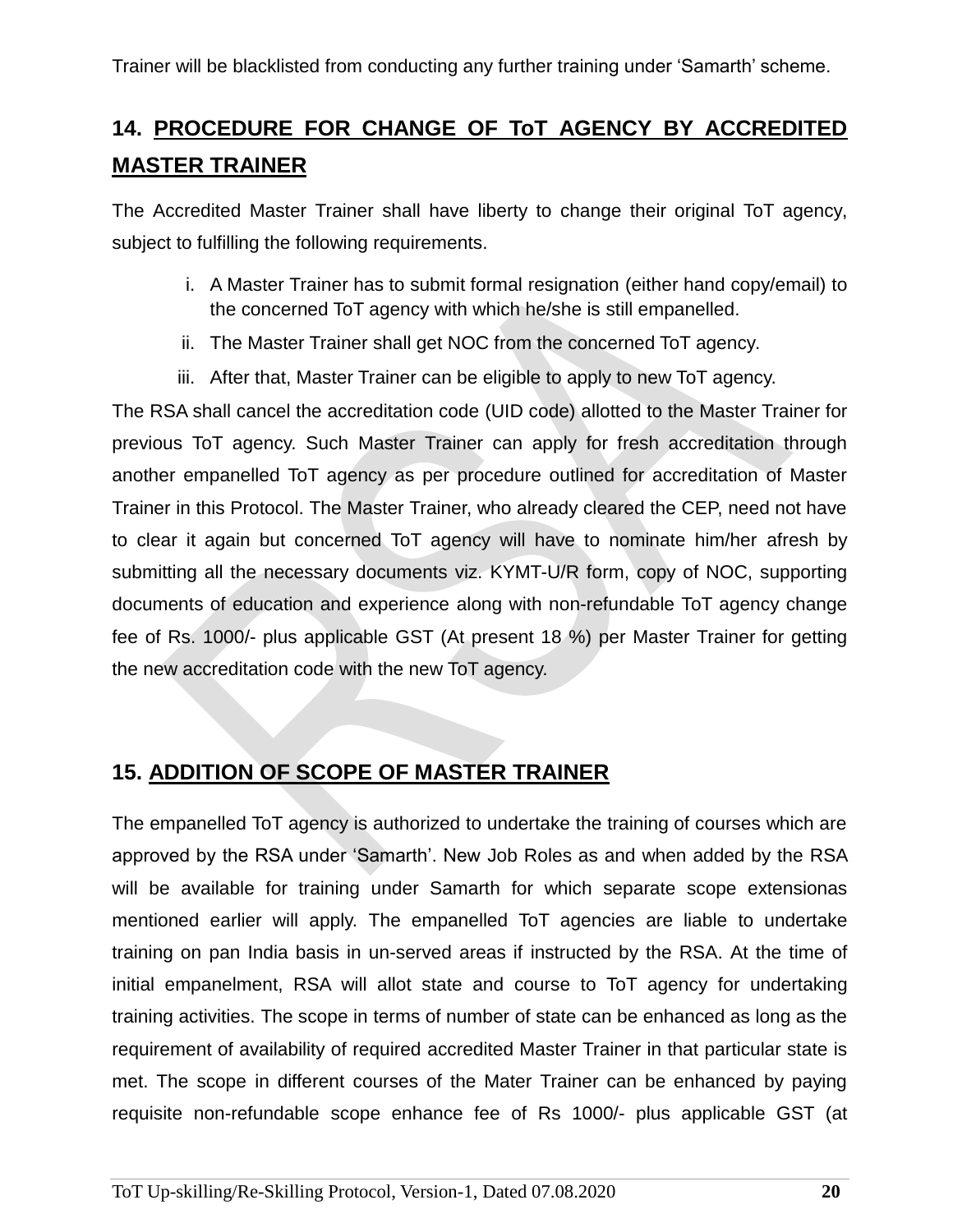Trainer will be blacklisted from conducting any further training under 'Samarth' scheme.

## 14. PROCEDURE FOR CHANGE OF ToT AGENCY BY ACCREDITED MASTER TRAINER

The Accredited Master Trainer shall have liberty to change their original ToT agency, subject to fulfilling the following requirements.

i. A Master Trainer has to submit formal resignation (either hand copy/email) to the concerned ToT agency with which he/she is still empanelled.

ii. The Master Trainer shall get NOC from the concerned ToT agency.

iii. After that, Master Trainer can be eligible to apply to new ToT agency.

The RSA shall cancel the accreditation code (UID code) allotted to the Master Trainer for previous ToT agency. Such Master Trainer can apply for fresh accreditation through another empanelled ToT agency as per procedure outlined for accreditation of Master Trainer in this Protocol. The Master Trainer, who already cleared the CEP, need not have to clear it again but concerned ToT agency will have to nominate him/her afresh by submitting all the necessary documents viz. KYMT-U/R form, copy of NOC, supporting documents of education and experience along with non-refundable ToT agency change fee of Rs. 1000/- plus applicable GST (At present 18 %) per Master Trainer for getting the new accreditation code with the new ToT agency.

## 15. ADDITION OF SCOPE OF MASTER TRAINER

The empanelled ToT agency is authorized to undertake the training of courses which are approved by the RSA under 'Samarth'. New Job Roles as and when added by the RSA will be available for training under Samarth for which separate scope extensionas mentioned earlier will apply. The empanelled ToT agencies are liable to undertake training on pan India basis in un-served areas if instructed by the RSA. At the time of initial empanelment, RSA will allot state and course to ToT agency for undertaking training activities. The scope in terms of number of state can be enhanced as long as the requirement of availability of required accredited Master Trainer in that particular state is met. The scope in different courses of the Mater Trainer can be enhanced by paying requisite non-refundable scope enhance fee of Rs 1000/- plus applicable GST (at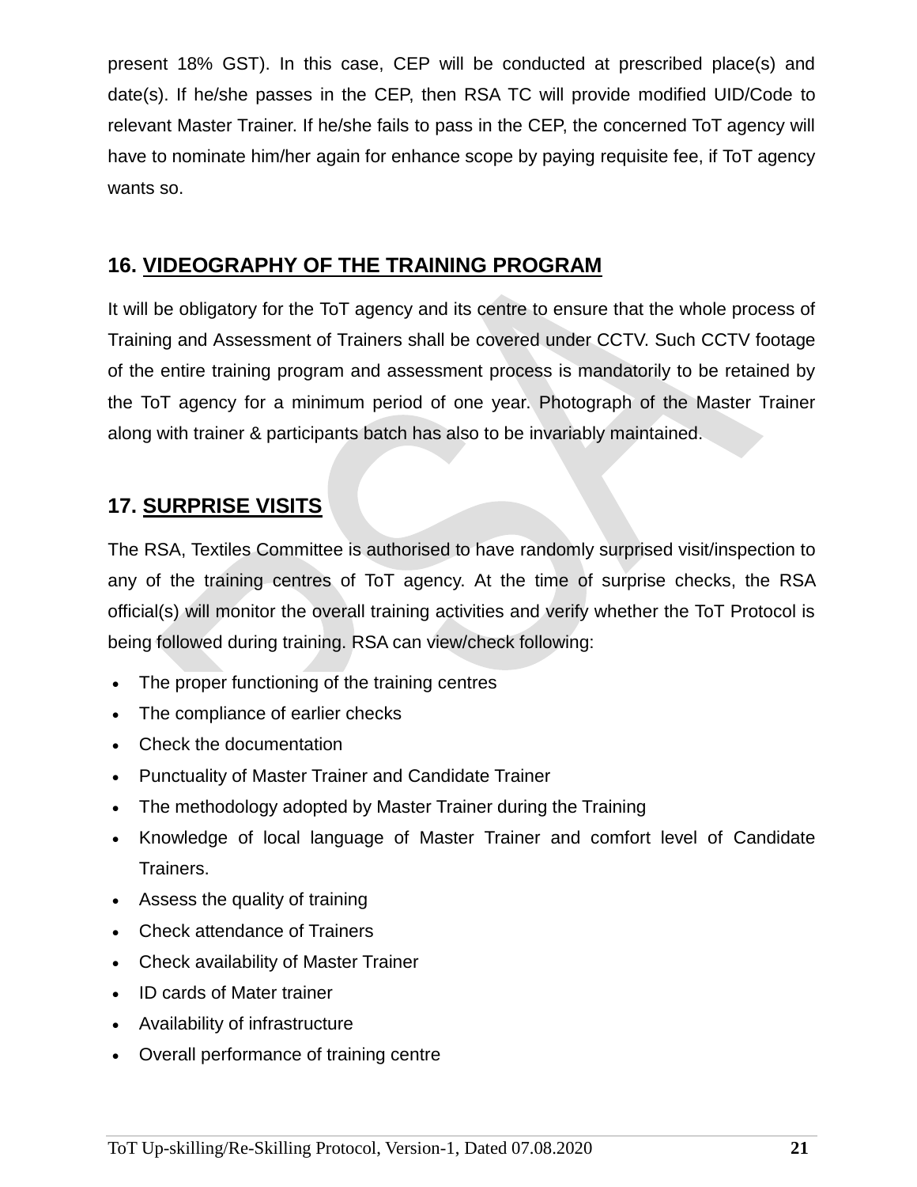present 18% GST). In this case, CEP will be conducted at prescribed place(s) and date(s). If he/she passes in the CEP, then RSA TC will provide modified UID/Code to relevant Master Trainer. If he/she fails to pass in the CEP, the concerned ToT agency will have to nominate him/her again for enhance scope by paying requisite fee, if ToT agency wants so.

## 16. VIDEOGRAPHY OF THE TRAINING PROGRAM

It will be obligatory for the ToT agency and its centre to ensure that the whole process of Training and Assessment of Trainers shall be covered under CCTV. Such CCTV footage of the entire training program and assessment process is mandatorily to be retained by the ToT agency for a minimum period of one year. Photograph of the Master Trainer along with trainer & participants batch has also to be invariably maintained.

## 17. SURPRISE VISITS

The RSA, Textiles Committee is authorised to have randomly surprised visit/inspection to any of the training centres of ToT agency. At the time of surprise checks, the RSA official(s) will monitor the overall training activities and verify whether the ToT Protocol is being followed during training. RSA can view/check following:

- The proper functioning of the training centres
- The compliance of earlier checks
- Check the documentation
- Punctuality of Master Trainer and Candidate Trainer
- The methodology adopted by Master Trainer during the Training
- Knowledge of local language of Master Trainer and comfort level of Candidate Trainers.
- Assess the quality of training
- Check attendance of Trainers
- Check availability of Master Trainer
- ID cards of Mater trainer
- Availability of infrastructure
- Overall performance of training centre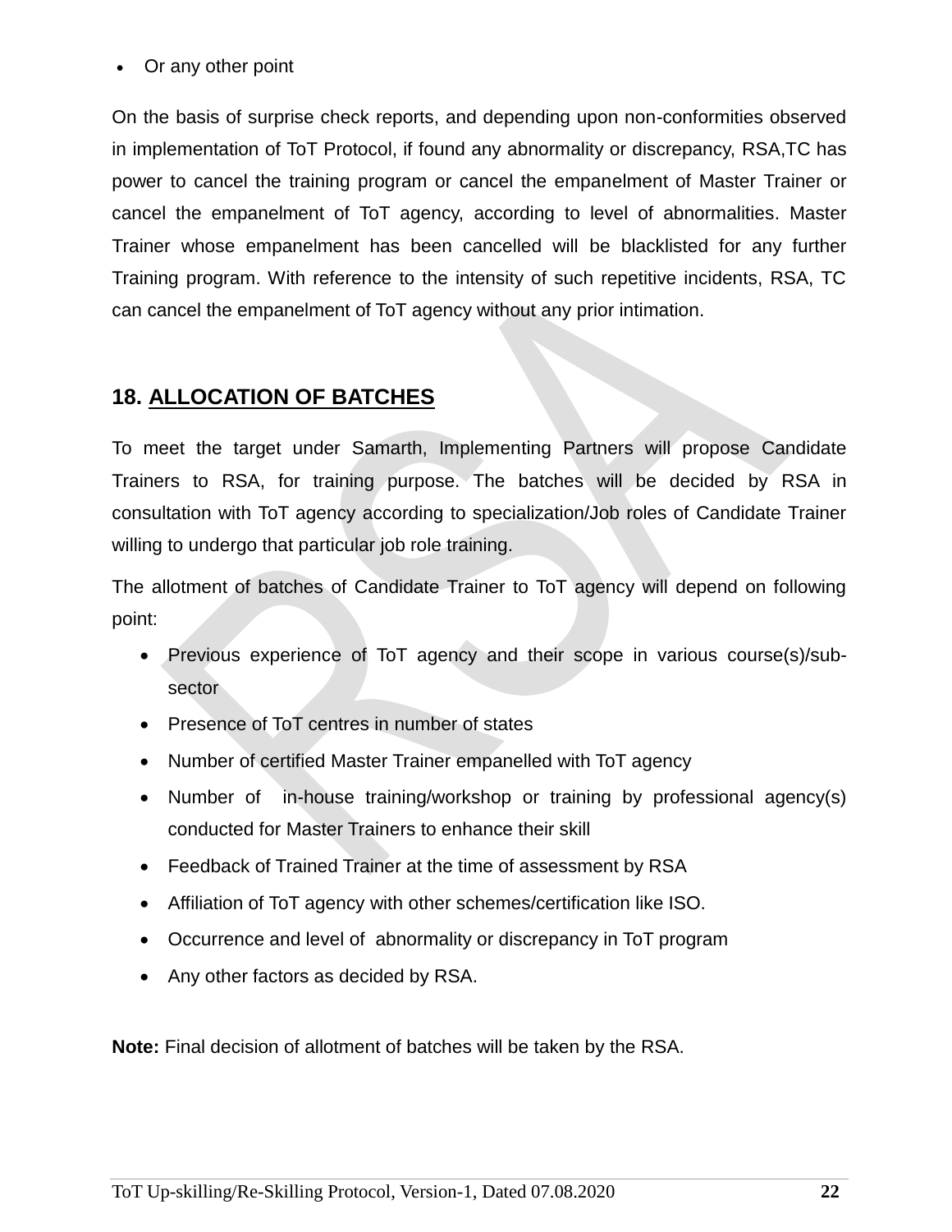- Or any other point

On the basis of surprise check reports, and depending upon non-conformities observed in implementation of ToT Protocol, if found any abnormality or discrepancy, RSA,TC has power to cancel the training program or cancel the empanelment of Master Trainer or cancel the empanelment of ToT agency, according to level of abnormalities. Master Trainer whose empanelment has been cancelled will be blacklisted for any further Training program. With reference to the intensity of such repetitive incidents, RSA, TC can cancel the empanelment of ToT agency without any prior intimation.

## 18. ALLOCATION OF BATCHES

To meet the target under Samarth, Implementing Partners will propose Candidate Trainers to RSA, for training purpose. The batches will be decided by RSA in consultation with ToT agency according to specialization/Job roles of Candidate Trainer willing to undergo that particular job role training.

The allotment of batches of Candidate Trainer to ToT agency will depend on following point:

- Previous experience of ToT agency and their scope in various course(s)/sub-sector
- Presence of ToT centres in number of states
- Number of certified Master Trainer empanelled with ToT agency
- Number of in-house training/workshop or training by professional agency(s) conducted for Master Trainers to enhance their skill
- Feedback of Trained Trainer at the time of assessment by RSA
- Affiliation of ToT agency with other schemes/certification like ISO.
- Occurrence and level of abnormality or discrepancy in ToT program
- Any other factors as decided by RSA.

**Note:** Final decision of allotment of batches will be taken by the RSA.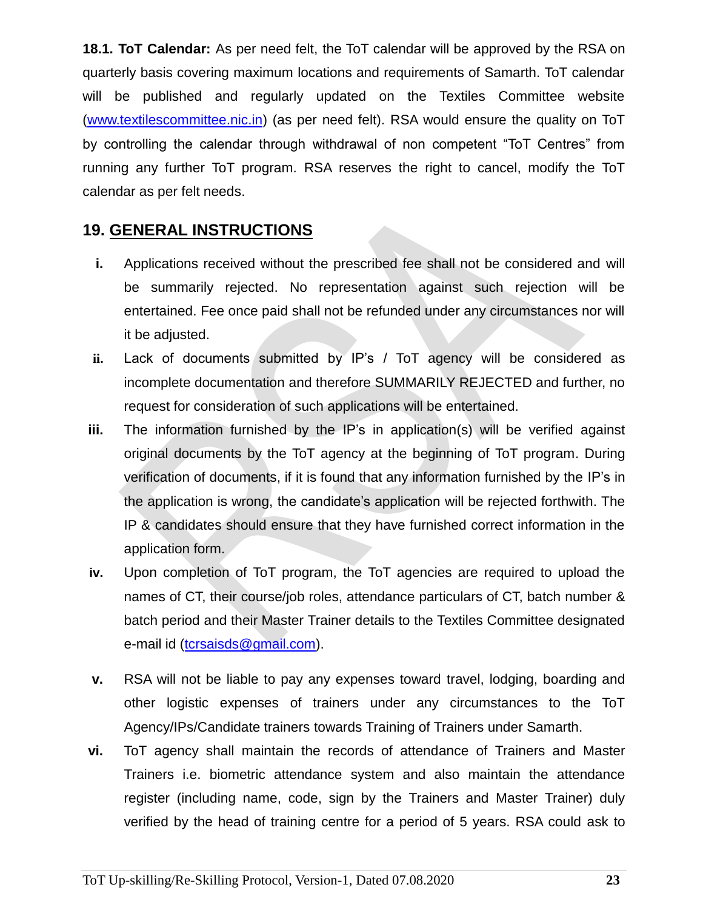**18.1. ToT Calendar:** As per need felt, the ToT calendar will be approved by the RSA on quarterly basis covering maximum locations and requirements of Samarth. ToT calendar will be published and regularly updated on the Textiles Committee website ([www.textilescommittee.nic.in](http://www.textilescommittee.nic.in)) (as per need felt). RSA would ensure the quality on ToT by controlling the calendar through withdrawal of non competent "ToT Centres" from running any further ToT program. RSA reserves the right to cancel, modify the ToT calendar as per felt needs.

## 19. GENERAL INSTRUCTIONS

i. Applications received without the prescribed fee shall not be considered and will be summarily rejected. No representation against such rejection will be entertained. Fee once paid shall not be refunded under any circumstances nor will it be adjusted.

ii. Lack of documents submitted by IP's / ToT agency will be considered as incomplete documentation and therefore SUMMARILY REJECTED and further, no request for consideration of such applications will be entertained.

iii. The information furnished by the IP's in application(s) will be verified against original documents by the ToT agency at the beginning of ToT program. During verification of documents, if it is found that any information furnished by the IP's in the application is wrong, the candidate's application will be rejected forthwith. The IP & candidates should ensure that they have furnished correct information in the application form.

iv. Upon completion of ToT program, the ToT agencies are required to upload the names of CT, their course/job roles, attendance particulars of CT, batch number & batch period and their Master Trainer details to the Textiles Committee designated e-mail id ([tcrsaisds@gmail.com](mailto:tcrsaisds@gmail.com)).

v. RSA will not be liable to pay any expenses toward travel, lodging, boarding and other logistic expenses of trainers under any circumstances to the ToT Agency/IPs/Candidate trainers towards Training of Trainers under Samarth.

vi. ToT agency shall maintain the records of attendance of Trainers and Master Trainers i.e. biometric attendance system and also maintain the attendance register (including name, code, sign by the Trainers and Master Trainer) duly verified by the head of training centre for a period of 5 years. RSA could ask to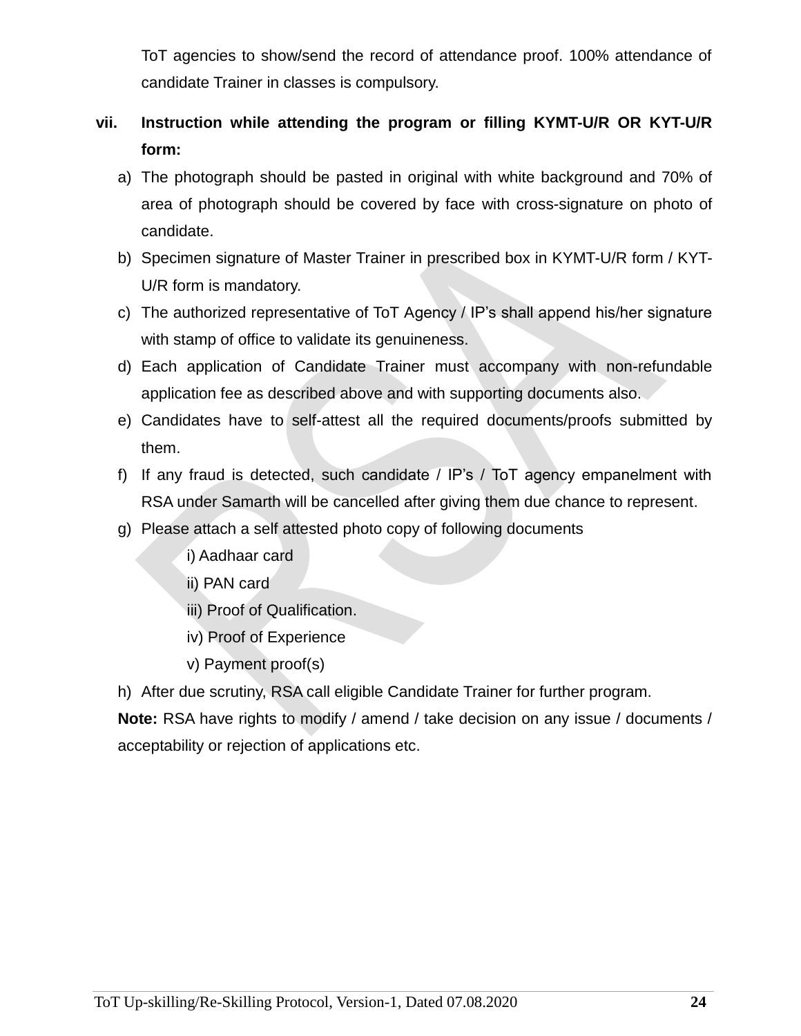ToT agencies to show/send the record of attendance proof. 100% attendance of candidate Trainer in classes is compulsory.

vii. **Instruction while attending the program or filling KYMT-U/R OR KYT-U/R form:**

a) The photograph should be pasted in original with white background and 70% of area of photograph should be covered by face with cross-signature on photo of candidate.

b) Specimen signature of Master Trainer in prescribed box in KYMT-U/R form / KYT-U/R form is mandatory.

c) The authorized representative of ToT Agency / IP's shall append his/her signature with stamp of office to validate its genuineness.

d) Each application of Candidate Trainer must accompany with non-refundable application fee as described above and with supporting documents also.

e) Candidates have to self-attest all the required documents/proofs submitted by them.

f) If any fraud is detected, such candidate / IP's / ToT agency empanelment with RSA under Samarth will be cancelled after giving them due chance to represent.

g) Please attach a self attested photo copy of following documents

  i) Aadhaar card

  ii) PAN card

  iii) Proof of Qualification.

  iv) Proof of Experience

  v) Payment proof(s)

h) After due scrutiny, RSA call eligible Candidate Trainer for further program.

**Note:** RSA have rights to modify / amend / take decision on any issue / documents / acceptability or rejection of applications etc.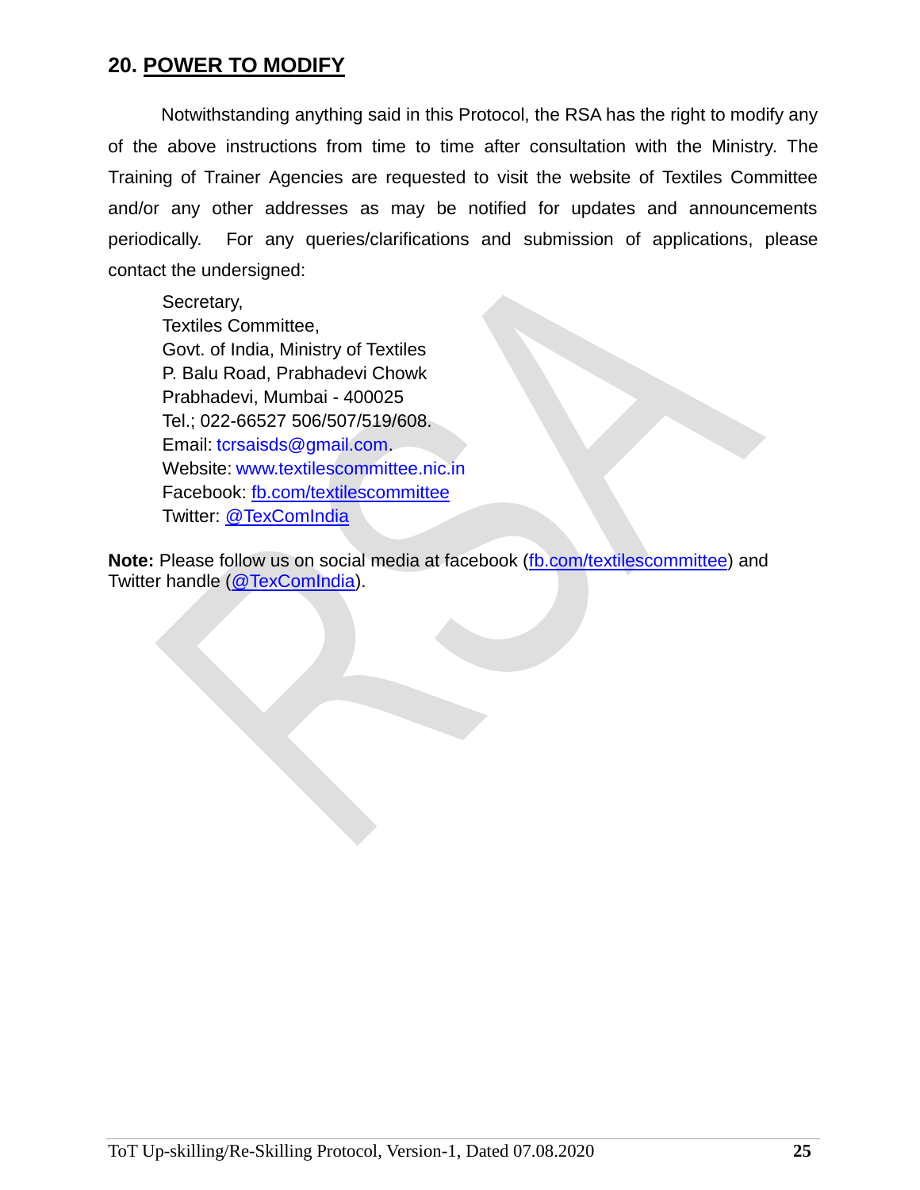## 20. POWER TO MODIFY

Notwithstanding anything said in this Protocol, the RSA has the right to modify any of the above instructions from time to time after consultation with the Ministry. The Training of Trainer Agencies are requested to visit the website of Textiles Committee and/or any other addresses as may be notified for updates and announcements periodically. For any queries/clarifications and submission of applications, please contact the undersigned:

Secretary,  
Textiles Committee,  
Govt. of India, Ministry of Textiles  
P. Balu Road, Prabhadevi Chowk  
Prabhadevi, Mumbai - 400025  
Tel.; 022-66527 506/507/519/608.  
Email: tcrsaisds@gmail.com.  
Website: www.textilescommittee.nic.in  
Facebook: fb.com/textilescommittee  
Twitter: @TexComIndia

**Note:** Please follow us on social media at facebook (fb.com/textilescommittee) and Twitter handle (@TexComIndia).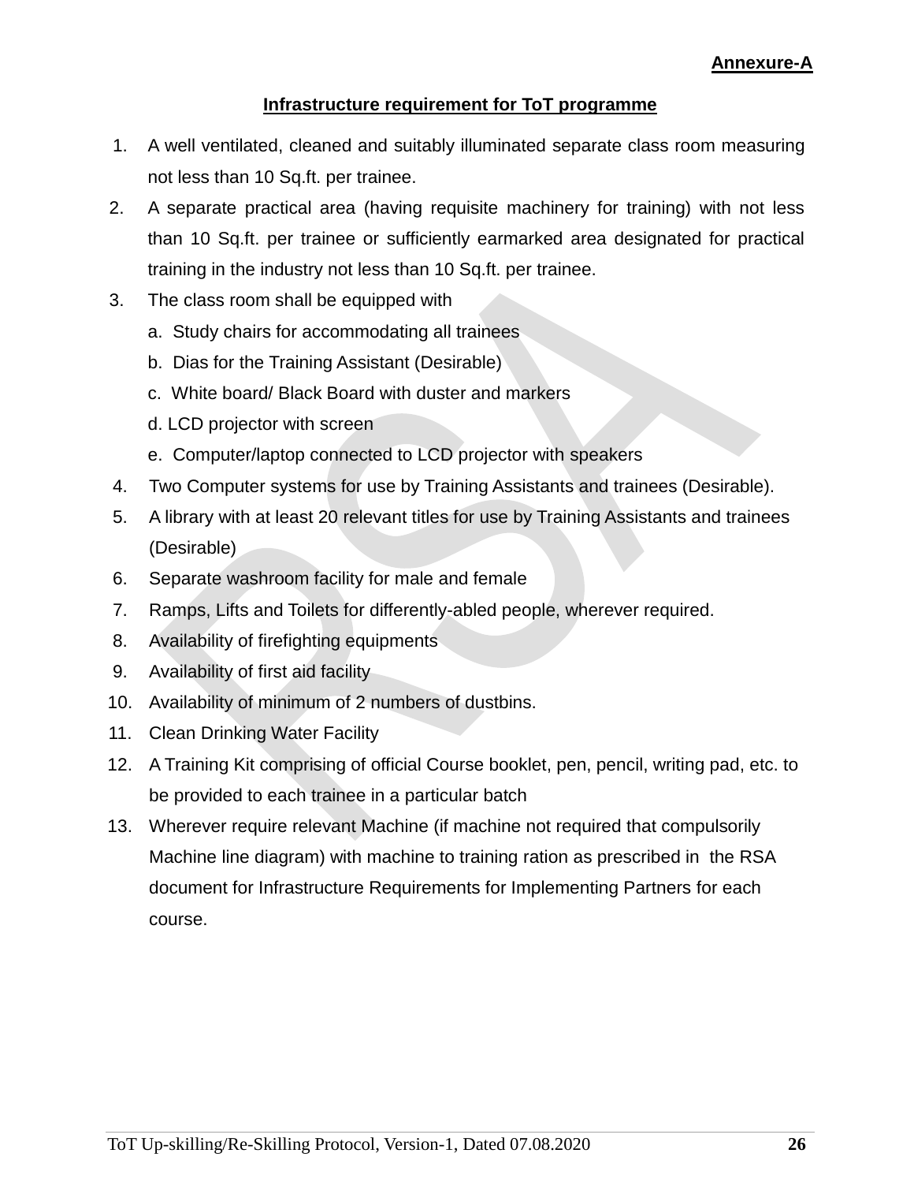**Annexure-A**

## Infrastructure requirement for ToT programme

1. A well ventilated, cleaned and suitably illuminated separate class room measuring not less than 10 Sq.ft. per trainee.
2. A separate practical area (having requisite machinery for training) with not less than 10 Sq.ft. per trainee or sufficiently earmarked area designated for practical training in the industry not less than 10 Sq.ft. per trainee.
3. The class room shall be equipped with
   a. Study chairs for accommodating all trainees
   b. Dias for the Training Assistant (Desirable)
   c. White board/ Black Board with duster and markers
   d. LCD projector with screen
   e. Computer/laptop connected to LCD projector with speakers
4. Two Computer systems for use by Training Assistants and trainees (Desirable).
5. A library with at least 20 relevant titles for use by Training Assistants and trainees (Desirable)
6. Separate washroom facility for male and female
7. Ramps, Lifts and Toilets for differently-abled people, wherever required.
8. Availability of firefighting equipments
9. Availability of first aid facility
10. Availability of minimum of 2 numbers of dustbins.
11. Clean Drinking Water Facility
12. A Training Kit comprising of official Course booklet, pen, pencil, writing pad, etc. to be provided to each trainee in a particular batch
13. Wherever require relevant Machine (if machine not required that compulsorily Machine line diagram) with machine to training ration as prescribed in the RSA document for Infrastructure Requirements for Implementing Partners for each course.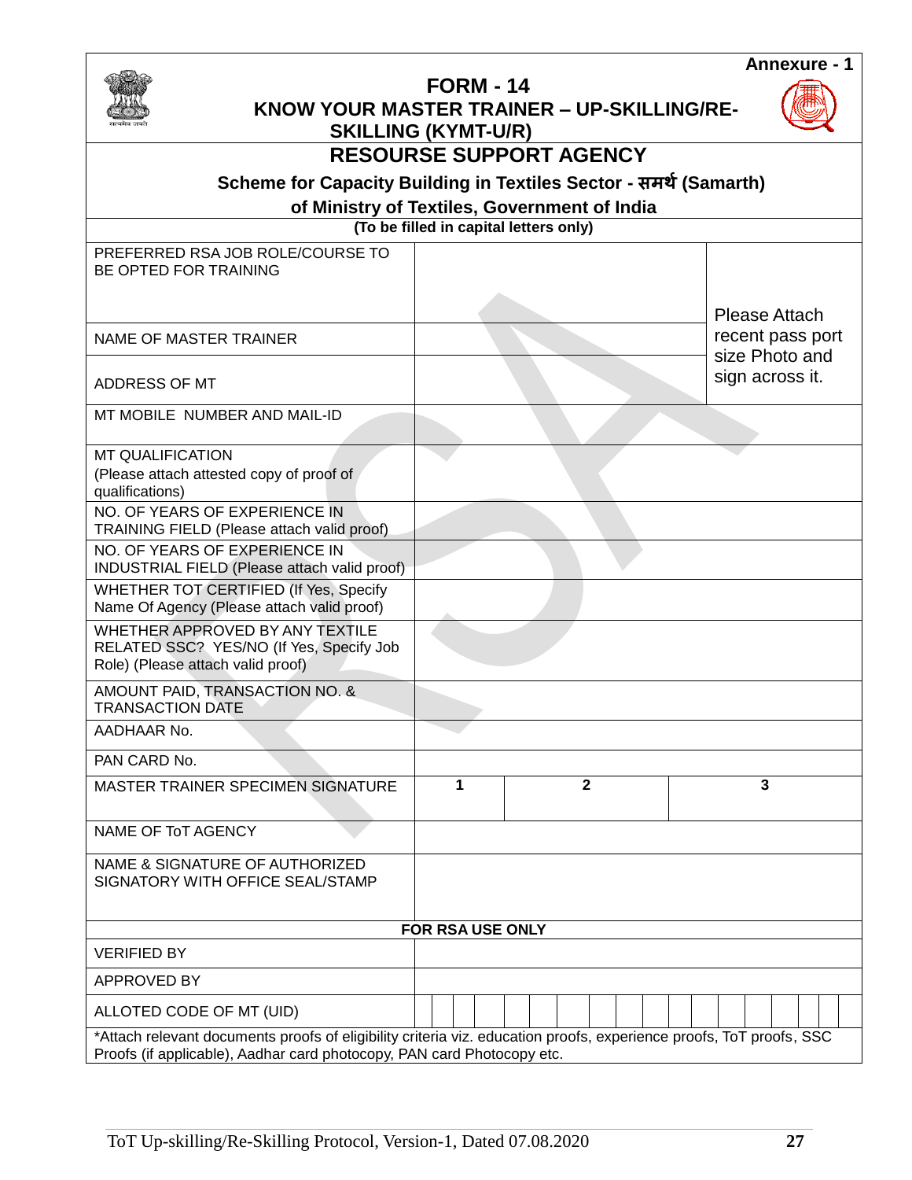Annexure - 1

# FORM - 14
## KNOW YOUR MASTER TRAINER – UP-SKILLING/RE-SKILLING (KYMT-U/R)
## RESOURSE SUPPORT AGENCY

**Scheme for Capacity Building in Textiles Sector - समर्थ (Samarth) of Ministry of Textiles, Government of India**

**(To be filled in capital letters only)**

| | | | |
|---|---|---|---|
| PREFERRED RSA JOB ROLE/COURSE TO BE OPTED FOR TRAINING | | | Please Attach recent pass port size Photo and sign across it. |
| NAME OF MASTER TRAINER | | | |
| ADDRESS OF MT | | | |
| MT MOBILE NUMBER AND MAIL-ID | | | |
| MT QUALIFICATION (Please attach attested copy of proof of qualifications) | | | |
| NO. OF YEARS OF EXPERIENCE IN TRAINING FIELD (Please attach valid proof) | | | |
| NO. OF YEARS OF EXPERIENCE IN INDUSTRIAL FIELD (Please attach valid proof) | | | |
| WHETHER TOT CERTIFIED (If Yes, Specify Name Of Agency (Please attach valid proof) | | | |
| WHETHER APPROVED BY ANY TEXTILE RELATED SSC? YES/NO (If Yes, Specify Job Role) (Please attach valid proof) | | | |
| AMOUNT PAID, TRANSACTION NO. & TRANSACTION DATE | | | |
| AADHAAR No. | | | |
| PAN CARD No. | | | |
| MASTER TRAINER SPECIMEN SIGNATURE | 1 | 2 | 3 |
| NAME OF ToT AGENCY | | | |
| NAME & SIGNATURE OF AUTHORIZED SIGNATORY WITH OFFICE SEAL/STAMP | | | |
| **FOR RSA USE ONLY** | | | |
| VERIFIED BY | | | |
| APPROVED BY | | | |
| ALLOTED CODE OF MT (UID) | | | |

*Attach relevant documents proofs of eligibility criteria viz. education proofs, experience proofs, ToT proofs, SSC Proofs (if applicable), Aadhar card photocopy, PAN card Photocopy etc.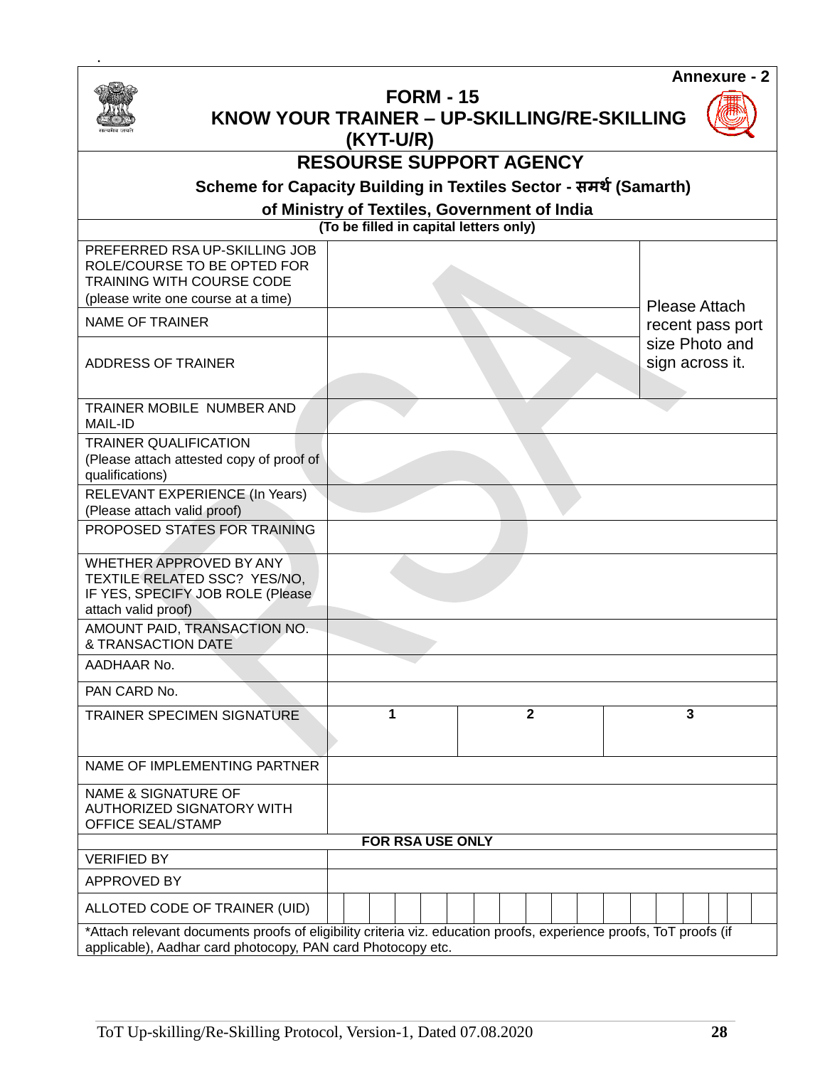Annexure - 2

# FORM - 15
## KNOW YOUR TRAINER – UP-SKILLING/RE-SKILLING (KYT-U/R)

## RESOURSE SUPPORT AGENCY

**Scheme for Capacity Building in Textiles Sector - समर्थ (Samarth) of Ministry of Textiles, Government of India**

**(To be filled in capital letters only)**

| | | | |
|---|---|---|---|
| PREFERRED RSA UP-SKILLING JOB ROLE/COURSE TO BE OPTED FOR TRAINING WITH COURSE CODE (please write one course at a time) | | | Please Attach recent pass port size Photo and sign across it. |
| NAME OF TRAINER | | | |
| ADDRESS OF TRAINER | | | |
| TRAINER MOBILE NUMBER AND MAIL-ID | | | |
| TRAINER QUALIFICATION (Please attach attested copy of proof of qualifications) | | | |
| RELEVANT EXPERIENCE (In Years) (Please attach valid proof) | | | |
| PROPOSED STATES FOR TRAINING | | | |
| WHETHER APPROVED BY ANY TEXTILE RELATED SSC? YES/NO, IF YES, SPECIFY JOB ROLE (Please attach valid proof) | | | |
| AMOUNT PAID, TRANSACTION NO. & TRANSACTION DATE | | | |
| AADHAAR No. | | | |
| PAN CARD No. | | | |
| TRAINER SPECIMEN SIGNATURE | 1 | 2 | 3 |
| NAME OF IMPLEMENTING PARTNER | | | |
| NAME & SIGNATURE OF AUTHORIZED SIGNATORY WITH OFFICE SEAL/STAMP | | | |
| **FOR RSA USE ONLY** | | | |
| VERIFIED BY | | | |
| APPROVED BY | | | |
| ALLOTED CODE OF TRAINER (UID) | | | |

*Attach relevant documents proofs of eligibility criteria viz. education proofs, experience proofs, ToT proofs (if applicable), Aadhar card photocopy, PAN card Photocopy etc.